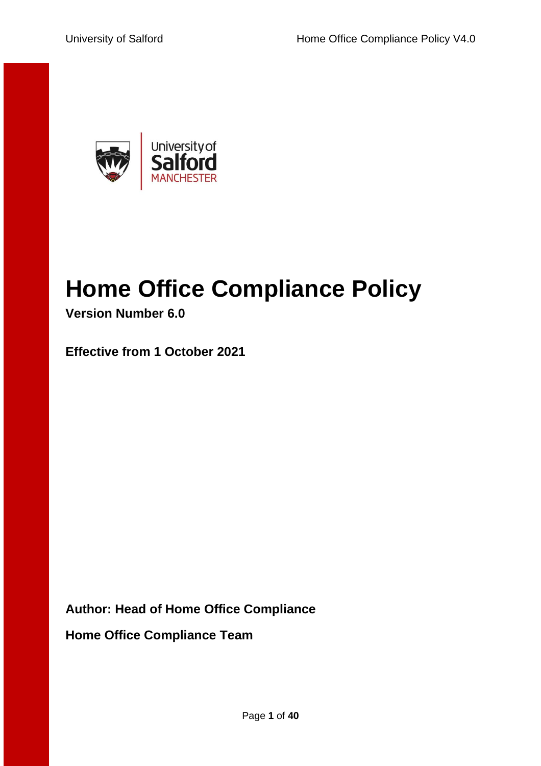# Home Office Compliance Policy

**Version Number 6.0**

**Effective from 1 October 2021**

**Author: Head of Home Office Compliance**

**Home Office Compliance Team**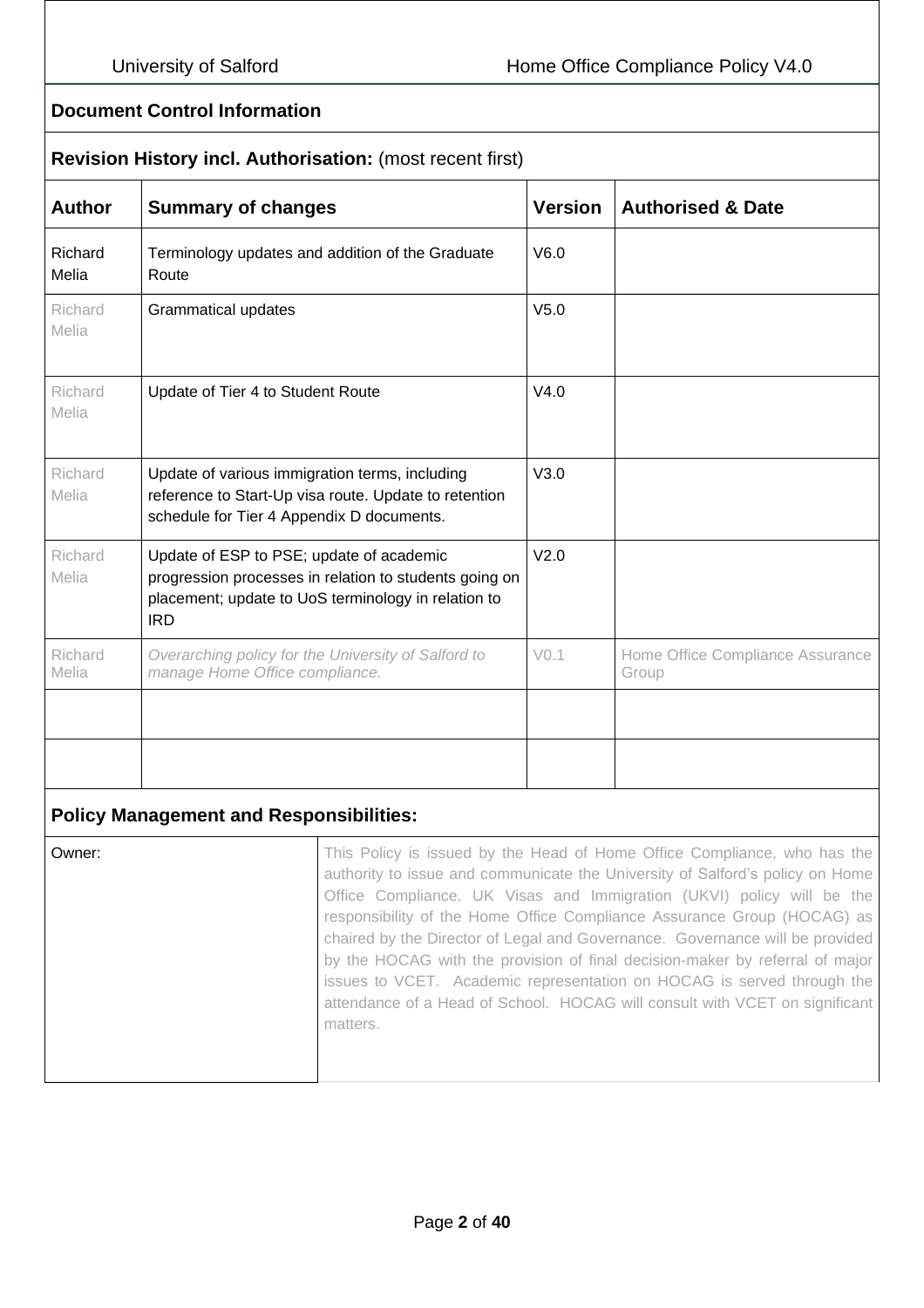## Document Control Information

### Revision History incl. Authorisation: (most recent first)

| Author | Summary of changes | Version | Authorised & Date |
|---|---|---|---|
| Richard Melia | Terminology updates and addition of the Graduate Route | V6.0 | |
| Richard Melia | Grammatical updates | V5.0 | |
| Richard Melia | Update of Tier 4 to Student Route | V4.0 | |
| Richard Melia | Update of various immigration terms, including reference to Start-Up visa route. Update to retention schedule for Tier 4 Appendix D documents. | V3.0 | |
| Richard Melia | Update of ESP to PSE; update of academic progression processes in relation to students going on placement; update to UoS terminology in relation to IRD | V2.0 | |
| Richard Melia | *Overarching policy for the University of Salford to manage Home Office compliance.* | V0.1 | Home Office Compliance Assurance Group |
| | | | |
| | | | |

### Policy Management and Responsibilities:

| Owner: | This Policy is issued by the Head of Home Office Compliance, who has the authority to issue and communicate the University of Salford's policy on Home Office Compliance. UK Visas and Immigration (UKVI) policy will be the responsibility of the Home Office Compliance Assurance Group (HOCAG) as chaired by the Director of Legal and Governance. Governance will be provided by the HOCAG with the provision of final decision-maker by referral of major issues to VCET. Academic representation on HOCAG is served through the attendance of a Head of School. HOCAG will consult with VCET on significant matters. |
|---|---|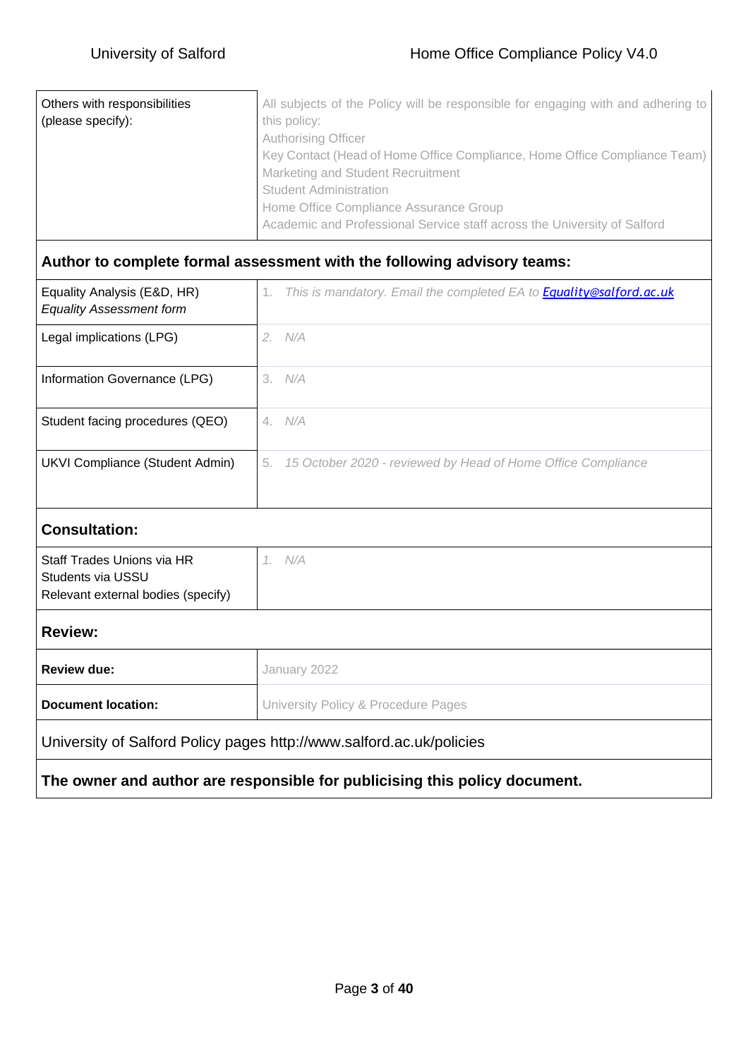| | |
|---|---|
| Others with responsibilities (please specify): | All subjects of the Policy will be responsible for engaging with and adhering to this policy:<br>Authorising Officer<br>Key Contact (Head of Home Office Compliance, Home Office Compliance Team)<br>Marketing and Student Recruitment<br>Student Administration<br>Home Office Compliance Assurance Group<br>Academic and Professional Service staff across the University of Salford |
| **Author to complete formal assessment with the following advisory teams:** | |
| Equality Analysis (E&D, HR)<br>*Equality Assessment form* | 1. *This is mandatory. Email the completed EA to **Equality@salford.ac.uk*** |
| Legal implications (LPG) | 2. *N/A* |
| Information Governance (LPG) | 3. *N/A* |
| Student facing procedures (QEO) | 4. *N/A* |
| UKVI Compliance (Student Admin) | 5. *15 October 2020 - reviewed by Head of Home Office Compliance* |
| **Consultation:** | |
| Staff Trades Unions via HR<br>Students via USSU<br>Relevant external bodies (specify) | 1. *N/A* |
| **Review:** | |
| **Review due:** | January 2022 |
| **Document location:** | University Policy & Procedure Pages |
| University of Salford Policy pages http://www.salford.ac.uk/policies | |
| **The owner and author are responsible for publicising this policy document.** | |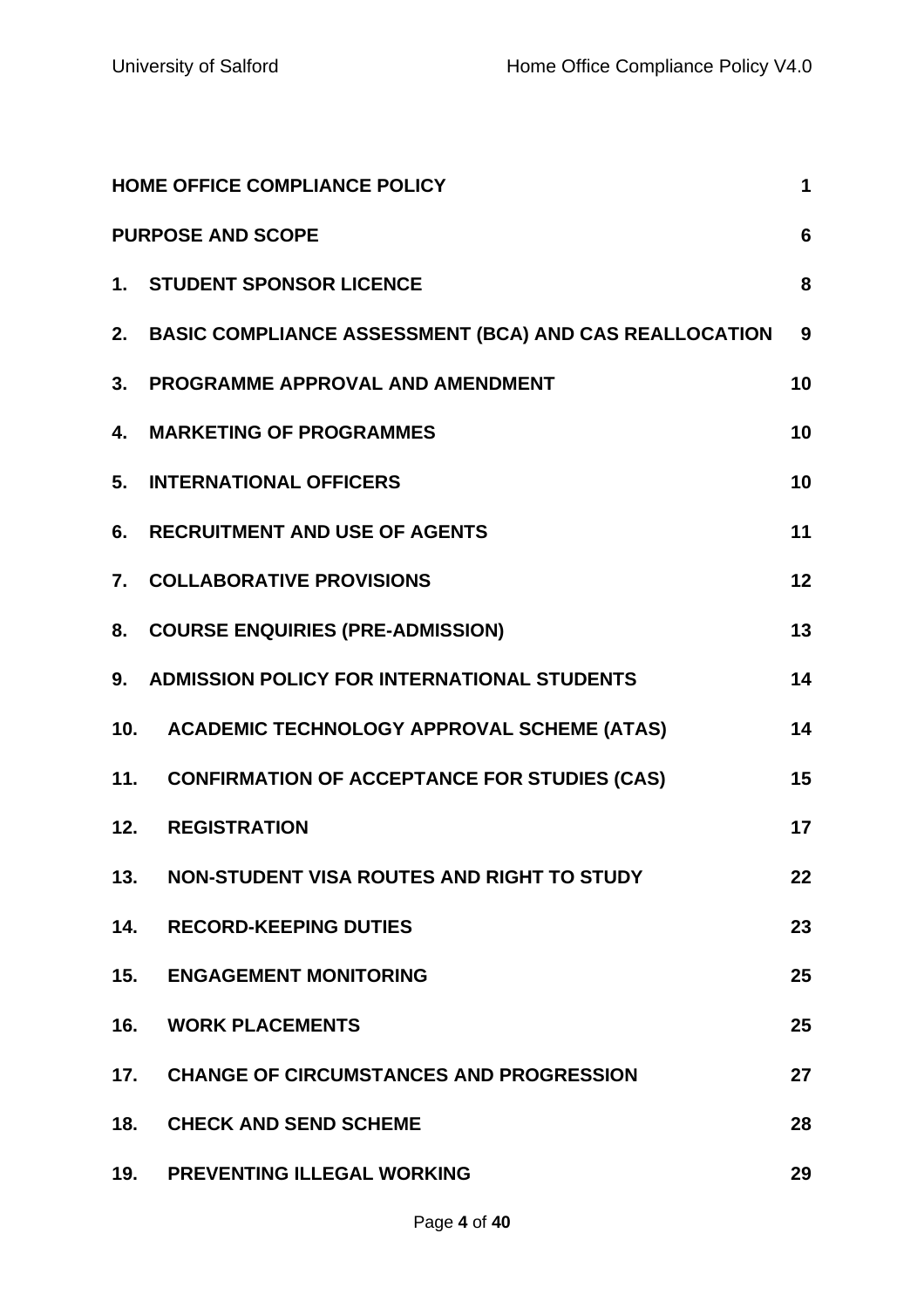| | | |
|---|---|---|
| **HOME OFFICE COMPLIANCE POLICY** | | **1** |
| **PURPOSE AND SCOPE** | | **6** |
| **1.** | **STUDENT SPONSOR LICENCE** | **8** |
| **2.** | **BASIC COMPLIANCE ASSESSMENT (BCA) AND CAS REALLOCATION** | **9** |
| **3.** | **PROGRAMME APPROVAL AND AMENDMENT** | **10** |
| **4.** | **MARKETING OF PROGRAMMES** | **10** |
| **5.** | **INTERNATIONAL OFFICERS** | **10** |
| **6.** | **RECRUITMENT AND USE OF AGENTS** | **11** |
| **7.** | **COLLABORATIVE PROVISIONS** | **12** |
| **8.** | **COURSE ENQUIRIES (PRE-ADMISSION)** | **13** |
| **9.** | **ADMISSION POLICY FOR INTERNATIONAL STUDENTS** | **14** |
| **10.** | **ACADEMIC TECHNOLOGY APPROVAL SCHEME (ATAS)** | **14** |
| **11.** | **CONFIRMATION OF ACCEPTANCE FOR STUDIES (CAS)** | **15** |
| **12.** | **REGISTRATION** | **17** |
| **13.** | **NON-STUDENT VISA ROUTES AND RIGHT TO STUDY** | **22** |
| **14.** | **RECORD-KEEPING DUTIES** | **23** |
| **15.** | **ENGAGEMENT MONITORING** | **25** |
| **16.** | **WORK PLACEMENTS** | **25** |
| **17.** | **CHANGE OF CIRCUMSTANCES AND PROGRESSION** | **27** |
| **18.** | **CHECK AND SEND SCHEME** | **28** |
| **19.** | **PREVENTING ILLEGAL WORKING** | **29** |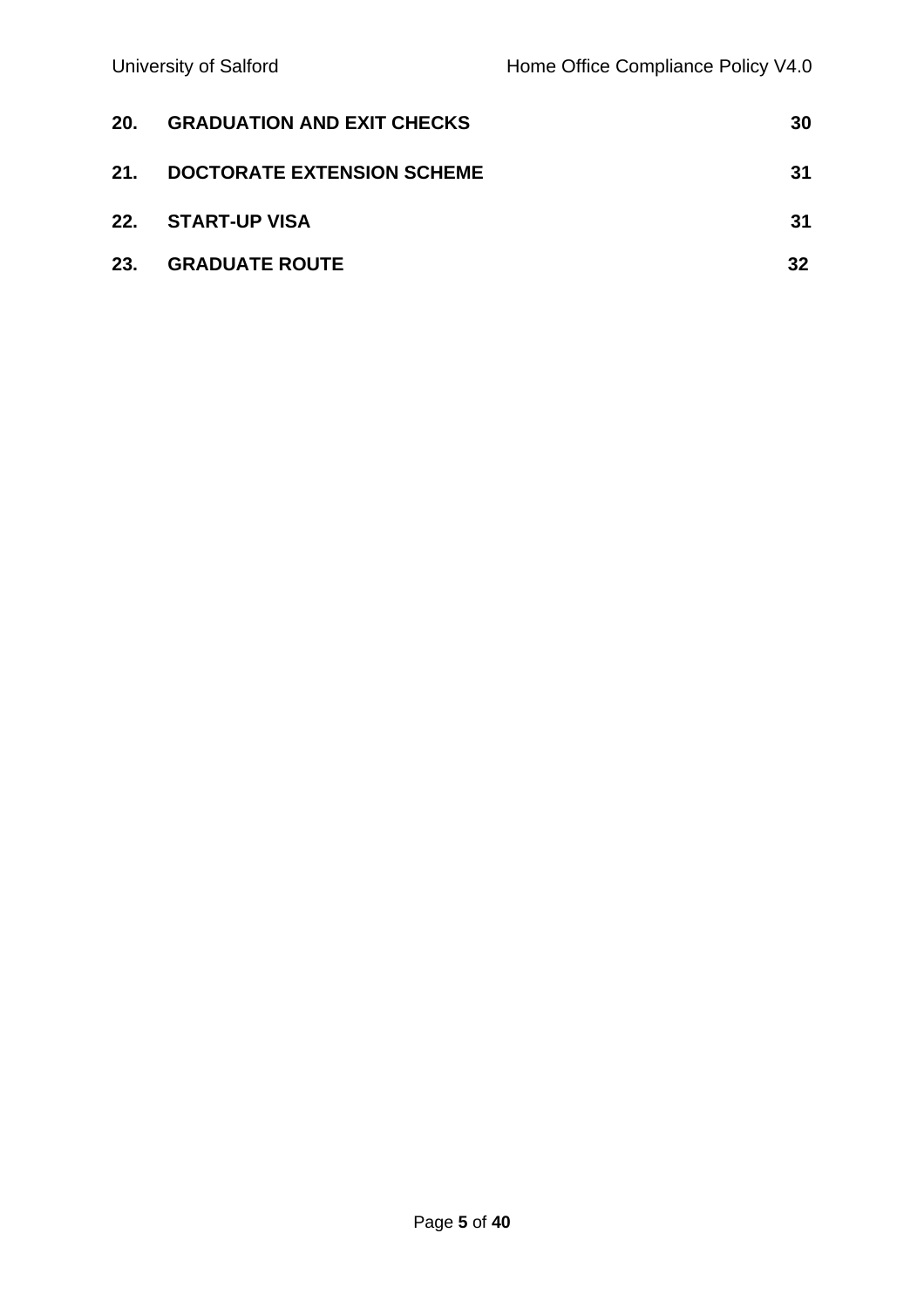| | | |
|---|---|---|
| **20.** | **GRADUATION AND EXIT CHECKS** | **30** |
| **21.** | **DOCTORATE EXTENSION SCHEME** | **31** |
| **22.** | **START-UP VISA** | **31** |
| **23.** | **GRADUATE ROUTE** | **32** |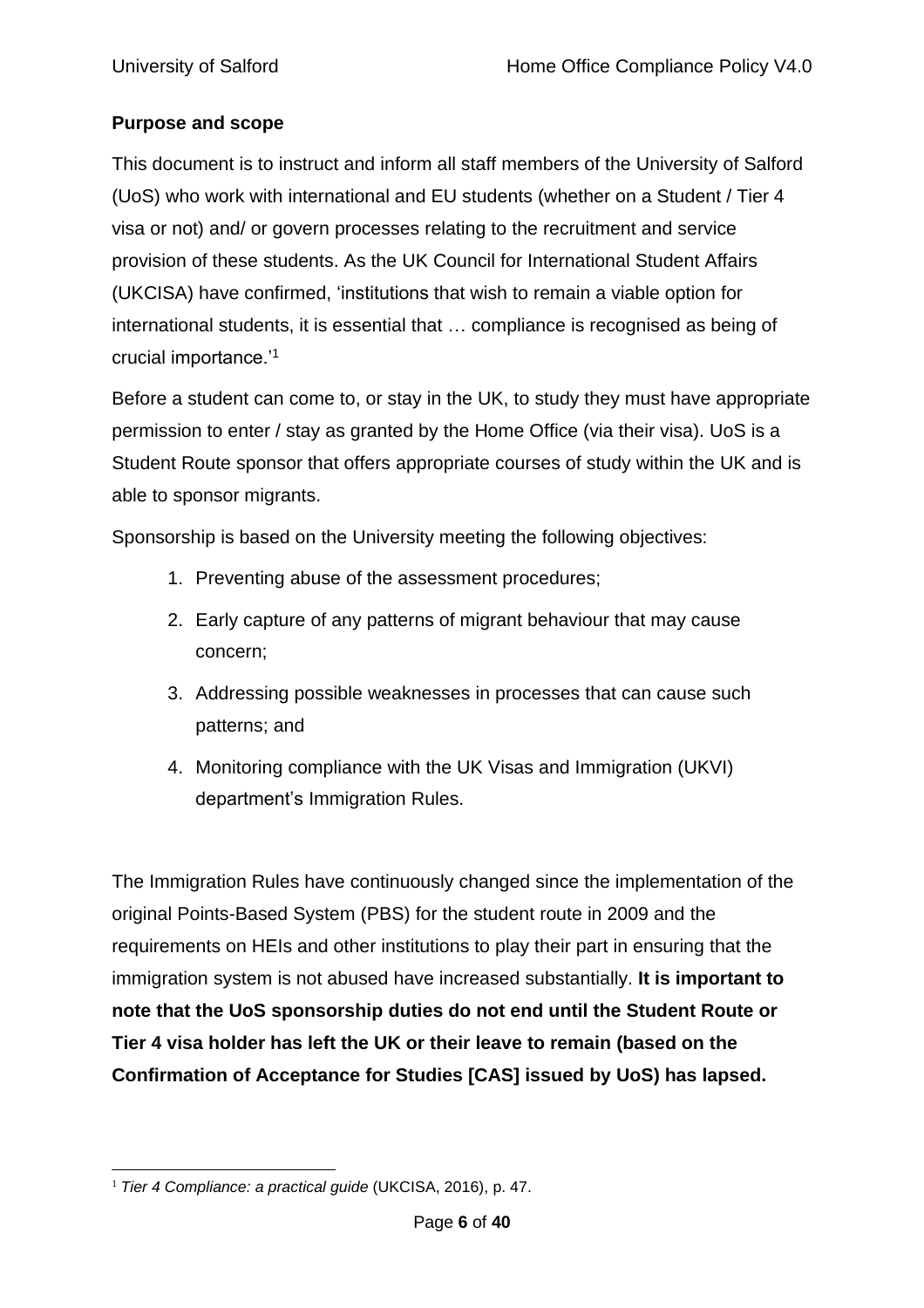**Purpose and scope**

This document is to instruct and inform all staff members of the University of Salford (UoS) who work with international and EU students (whether on a Student / Tier 4 visa or not) and/ or govern processes relating to the recruitment and service provision of these students. As the UK Council for International Student Affairs (UKCISA) have confirmed, 'institutions that wish to remain a viable option for international students, it is essential that … compliance is recognised as being of crucial importance.'[1]

Before a student can come to, or stay in the UK, to study they must have appropriate permission to enter / stay as granted by the Home Office (via their visa). UoS is a Student Route sponsor that offers appropriate courses of study within the UK and is able to sponsor migrants.

Sponsorship is based on the University meeting the following objectives:

1. Preventing abuse of the assessment procedures;
2. Early capture of any patterns of migrant behaviour that may cause concern;
3. Addressing possible weaknesses in processes that can cause such patterns; and
4. Monitoring compliance with the UK Visas and Immigration (UKVI) department's Immigration Rules.

The Immigration Rules have continuously changed since the implementation of the original Points-Based System (PBS) for the student route in 2009 and the requirements on HEIs and other institutions to play their part in ensuring that the immigration system is not abused have increased substantially. **It is important to note that the UoS sponsorship duties do not end until the Student Route or Tier 4 visa holder has left the UK or their leave to remain (based on the Confirmation of Acceptance for Studies [CAS] issued by UoS) has lapsed.**

---

[1] *Tier 4 Compliance: a practical guide* (UKCISA, 2016), p. 47.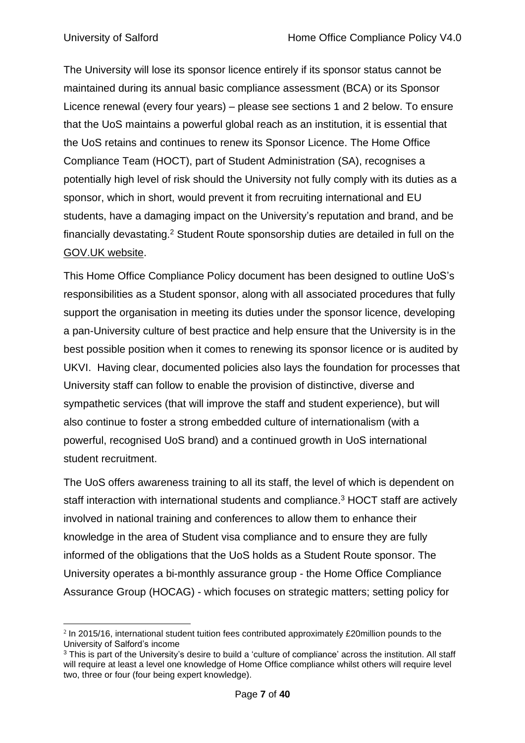The University will lose its sponsor licence entirely if its sponsor status cannot be maintained during its annual basic compliance assessment (BCA) or its Sponsor Licence renewal (every four years) – please see sections 1 and 2 below. To ensure that the UoS maintains a powerful global reach as an institution, it is essential that the UoS retains and continues to renew its Sponsor Licence. The Home Office Compliance Team (HOCT), part of Student Administration (SA), recognises a potentially high level of risk should the University not fully comply with its duties as a sponsor, which in short, would prevent it from recruiting international and EU students, have a damaging impact on the University's reputation and brand, and be financially devastating.[2] Student Route sponsorship duties are detailed in full on the GOV.UK website.

This Home Office Compliance Policy document has been designed to outline UoS's responsibilities as a Student sponsor, along with all associated procedures that fully support the organisation in meeting its duties under the sponsor licence, developing a pan-University culture of best practice and help ensure that the University is in the best possible position when it comes to renewing its sponsor licence or is audited by UKVI. Having clear, documented policies also lays the foundation for processes that University staff can follow to enable the provision of distinctive, diverse and sympathetic services (that will improve the staff and student experience), but will also continue to foster a strong embedded culture of internationalism (with a powerful, recognised UoS brand) and a continued growth in UoS international student recruitment.

The UoS offers awareness training to all its staff, the level of which is dependent on staff interaction with international students and compliance.[3] HOCT staff are actively involved in national training and conferences to allow them to enhance their knowledge in the area of Student visa compliance and to ensure they are fully informed of the obligations that the UoS holds as a Student Route sponsor. The University operates a bi-monthly assurance group - the Home Office Compliance Assurance Group (HOCAG) - which focuses on strategic matters; setting policy for

---

[2] In 2015/16, international student tuition fees contributed approximately £20million pounds to the University of Salford's income

[3] This is part of the University's desire to build a 'culture of compliance' across the institution. All staff will require at least a level one knowledge of Home Office compliance whilst others will require level two, three or four (four being expert knowledge).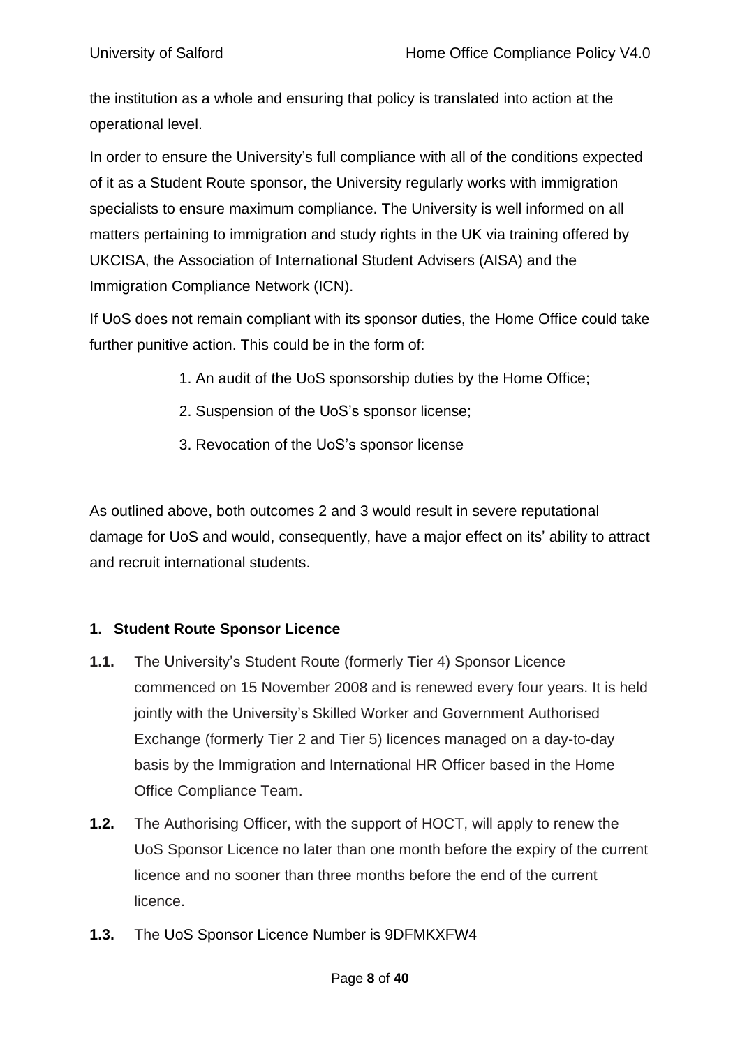the institution as a whole and ensuring that policy is translated into action at the operational level.

In order to ensure the University's full compliance with all of the conditions expected of it as a Student Route sponsor, the University regularly works with immigration specialists to ensure maximum compliance. The University is well informed on all matters pertaining to immigration and study rights in the UK via training offered by UKCISA, the Association of International Student Advisers (AISA) and the Immigration Compliance Network (ICN).

If UoS does not remain compliant with its sponsor duties, the Home Office could take further punitive action. This could be in the form of:

1. An audit of the UoS sponsorship duties by the Home Office;
2. Suspension of the UoS's sponsor license;
3. Revocation of the UoS's sponsor license

As outlined above, both outcomes 2 and 3 would result in severe reputational damage for UoS and would, consequently, have a major effect on its' ability to attract and recruit international students.

## 1. Student Route Sponsor Licence

**1.1.** The University's Student Route (formerly Tier 4) Sponsor Licence commenced on 15 November 2008 and is renewed every four years. It is held jointly with the University's Skilled Worker and Government Authorised Exchange (formerly Tier 2 and Tier 5) licences managed on a day-to-day basis by the Immigration and International HR Officer based in the Home Office Compliance Team.

**1.2.** The Authorising Officer, with the support of HOCT, will apply to renew the UoS Sponsor Licence no later than one month before the expiry of the current licence and no sooner than three months before the end of the current licence.

**1.3.** The UoS Sponsor Licence Number is 9DFMKXFW4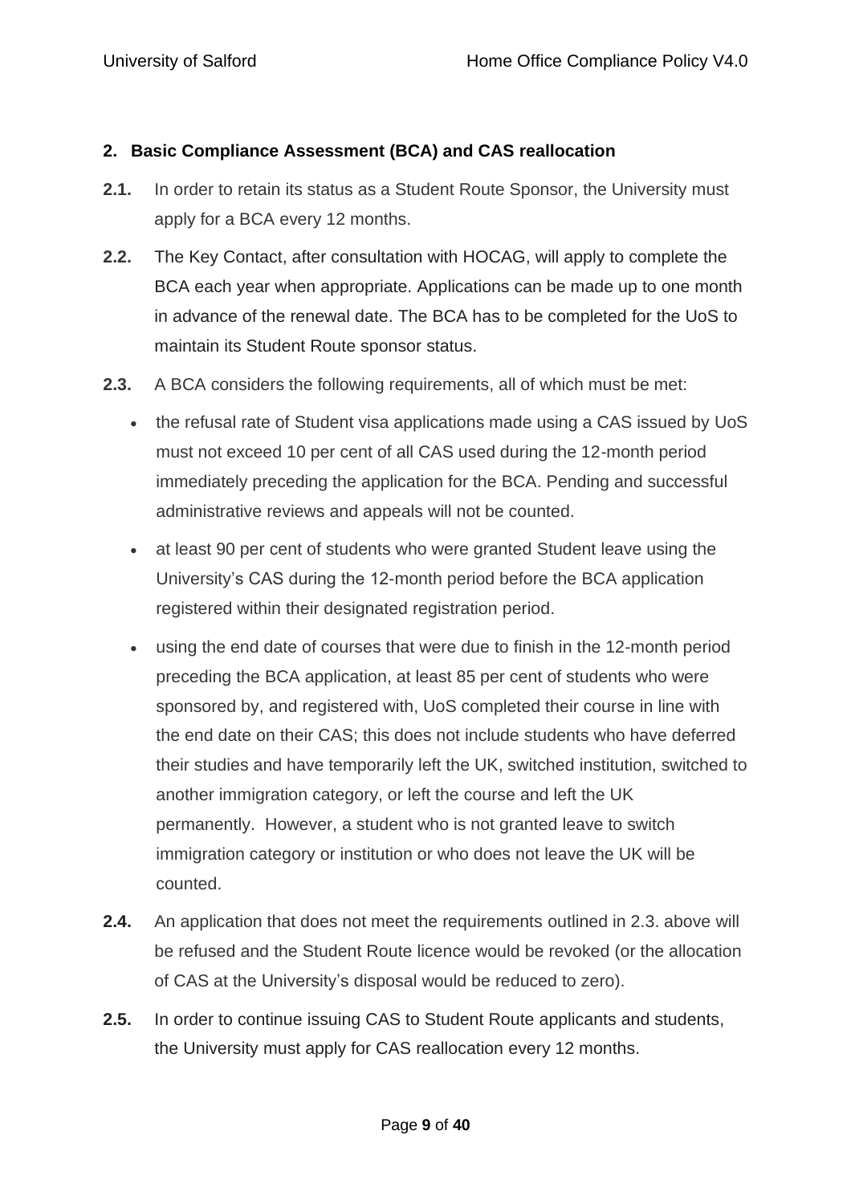## 2. Basic Compliance Assessment (BCA) and CAS reallocation

**2.1.** In order to retain its status as a Student Route Sponsor, the University must apply for a BCA every 12 months.

**2.2.** The Key Contact, after consultation with HOCAG, will apply to complete the BCA each year when appropriate. Applications can be made up to one month in advance of the renewal date. The BCA has to be completed for the UoS to maintain its Student Route sponsor status.

**2.3.** A BCA considers the following requirements, all of which must be met:

- the refusal rate of Student visa applications made using a CAS issued by UoS must not exceed 10 per cent of all CAS used during the 12-month period immediately preceding the application for the BCA. Pending and successful administrative reviews and appeals will not be counted.
- at least 90 per cent of students who were granted Student leave using the University's CAS during the 12-month period before the BCA application registered within their designated registration period.
- using the end date of courses that were due to finish in the 12-month period preceding the BCA application, at least 85 per cent of students who were sponsored by, and registered with, UoS completed their course in line with the end date on their CAS; this does not include students who have deferred their studies and have temporarily left the UK, switched institution, switched to another immigration category, or left the course and left the UK permanently. However, a student who is not granted leave to switch immigration category or institution or who does not leave the UK will be counted.

**2.4.** An application that does not meet the requirements outlined in 2.3. above will be refused and the Student Route licence would be revoked (or the allocation of CAS at the University's disposal would be reduced to zero).

**2.5.** In order to continue issuing CAS to Student Route applicants and students, the University must apply for CAS reallocation every 12 months.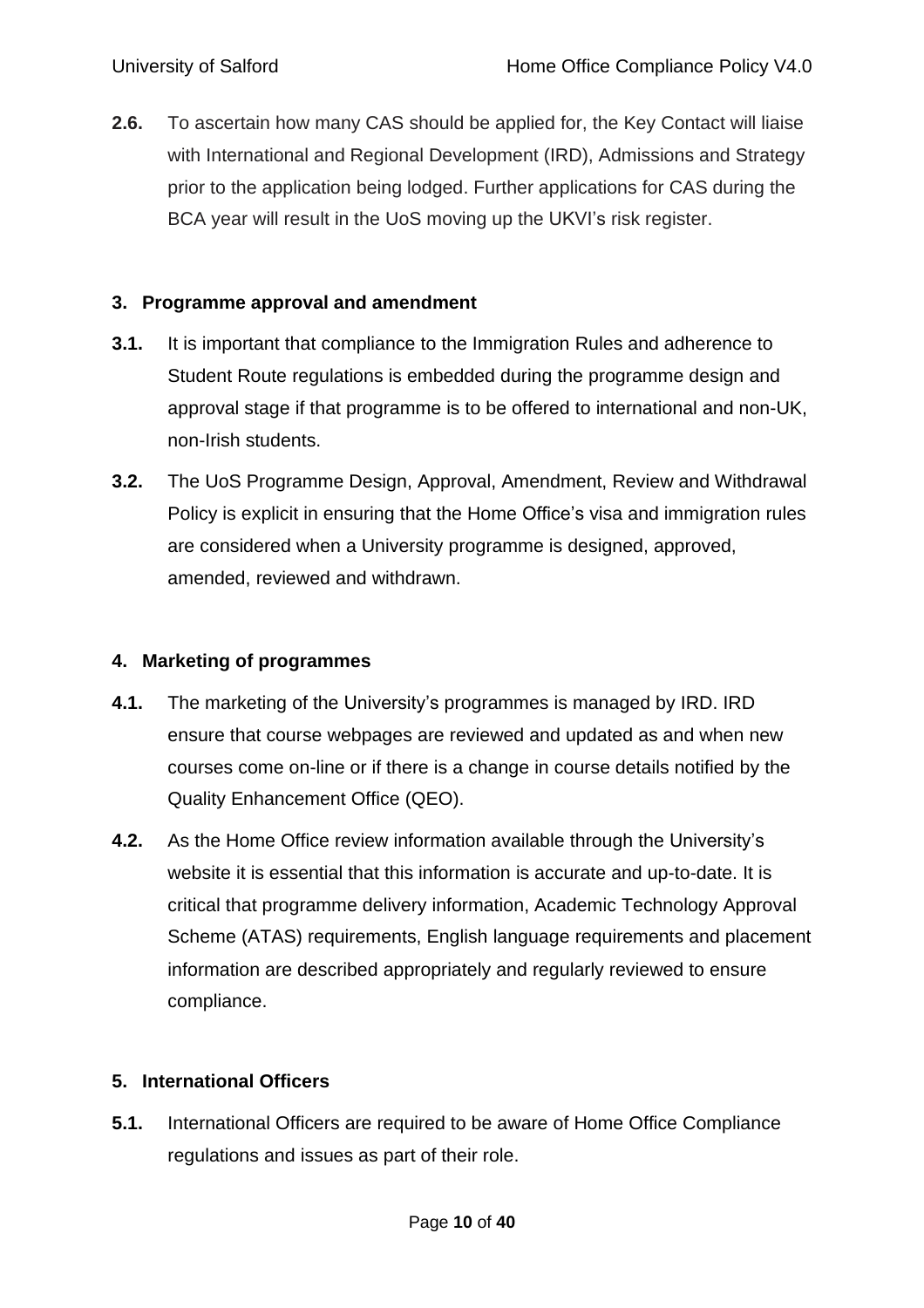**2.6.** To ascertain how many CAS should be applied for, the Key Contact will liaise with International and Regional Development (IRD), Admissions and Strategy prior to the application being lodged. Further applications for CAS during the BCA year will result in the UoS moving up the UKVI's risk register.

## 3. Programme approval and amendment

**3.1.** It is important that compliance to the Immigration Rules and adherence to Student Route regulations is embedded during the programme design and approval stage if that programme is to be offered to international and non-UK, non-Irish students.

**3.2.** The UoS Programme Design, Approval, Amendment, Review and Withdrawal Policy is explicit in ensuring that the Home Office's visa and immigration rules are considered when a University programme is designed, approved, amended, reviewed and withdrawn.

## 4. Marketing of programmes

**4.1.** The marketing of the University's programmes is managed by IRD. IRD ensure that course webpages are reviewed and updated as and when new courses come on-line or if there is a change in course details notified by the Quality Enhancement Office (QEO).

**4.2.** As the Home Office review information available through the University's website it is essential that this information is accurate and up-to-date. It is critical that programme delivery information, Academic Technology Approval Scheme (ATAS) requirements, English language requirements and placement information are described appropriately and regularly reviewed to ensure compliance.

## 5. International Officers

**5.1.** International Officers are required to be aware of Home Office Compliance regulations and issues as part of their role.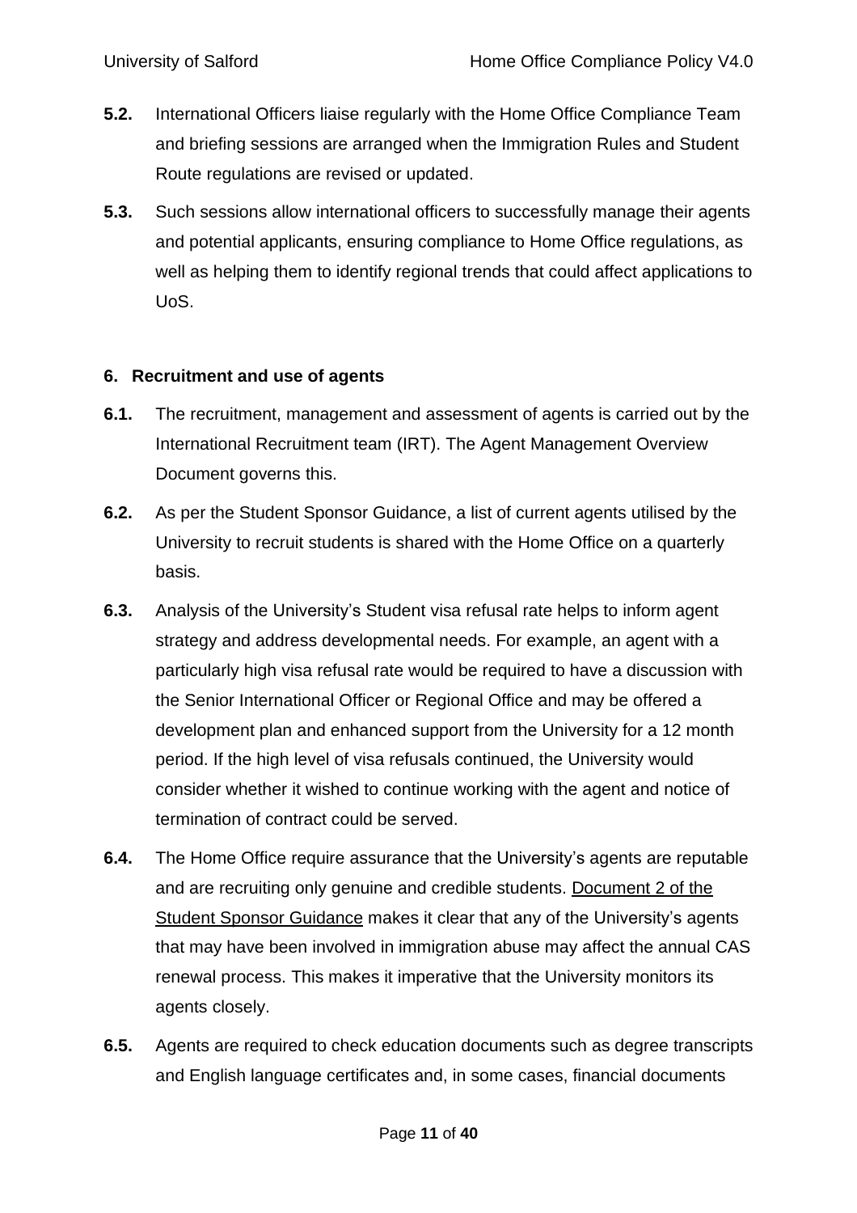**5.2.** International Officers liaise regularly with the Home Office Compliance Team and briefing sessions are arranged when the Immigration Rules and Student Route regulations are revised or updated.

**5.3.** Such sessions allow international officers to successfully manage their agents and potential applicants, ensuring compliance to Home Office regulations, as well as helping them to identify regional trends that could affect applications to UoS.

## 6. Recruitment and use of agents

**6.1.** The recruitment, management and assessment of agents is carried out by the International Recruitment team (IRT). The Agent Management Overview Document governs this.

**6.2.** As per the Student Sponsor Guidance, a list of current agents utilised by the University to recruit students is shared with the Home Office on a quarterly basis.

**6.3.** Analysis of the University's Student visa refusal rate helps to inform agent strategy and address developmental needs. For example, an agent with a particularly high visa refusal rate would be required to have a discussion with the Senior International Officer or Regional Office and may be offered a development plan and enhanced support from the University for a 12 month period. If the high level of visa refusals continued, the University would consider whether it wished to continue working with the agent and notice of termination of contract could be served.

**6.4.** The Home Office require assurance that the University's agents are reputable and are recruiting only genuine and credible students. Document 2 of the Student Sponsor Guidance makes it clear that any of the University's agents that may have been involved in immigration abuse may affect the annual CAS renewal process. This makes it imperative that the University monitors its agents closely.

**6.5.** Agents are required to check education documents such as degree transcripts and English language certificates and, in some cases, financial documents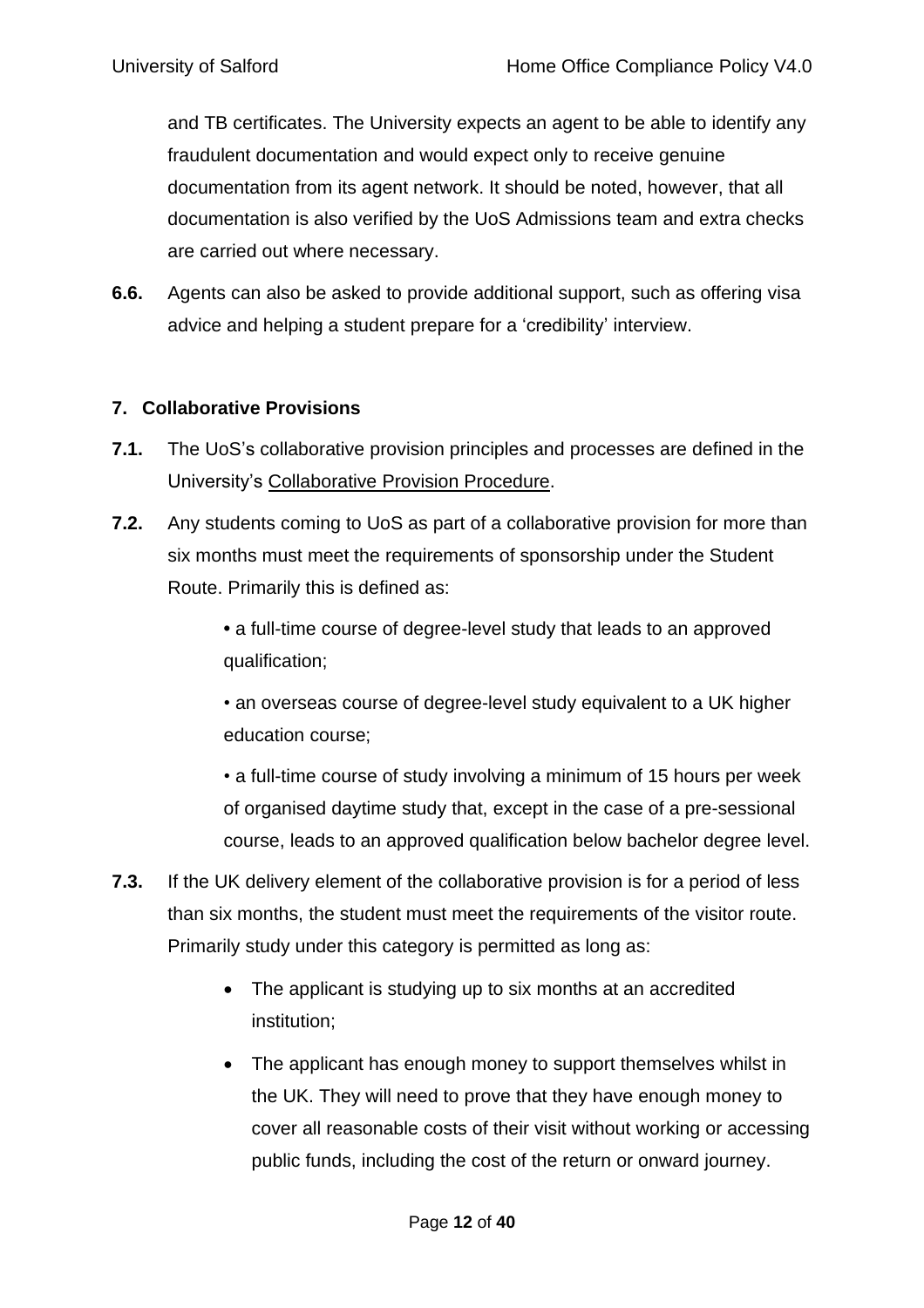and TB certificates. The University expects an agent to be able to identify any fraudulent documentation and would expect only to receive genuine documentation from its agent network. It should be noted, however, that all documentation is also verified by the UoS Admissions team and extra checks are carried out where necessary.

**6.6.** Agents can also be asked to provide additional support, such as offering visa advice and helping a student prepare for a 'credibility' interview.

## 7. Collaborative Provisions

**7.1.** The UoS's collaborative provision principles and processes are defined in the University's Collaborative Provision Procedure.

**7.2.** Any students coming to UoS as part of a collaborative provision for more than six months must meet the requirements of sponsorship under the Student Route. Primarily this is defined as:

- a full-time course of degree-level study that leads to an approved qualification;
- an overseas course of degree-level study equivalent to a UK higher education course;
- a full-time course of study involving a minimum of 15 hours per week of organised daytime study that, except in the case of a pre-sessional course, leads to an approved qualification below bachelor degree level.

**7.3.** If the UK delivery element of the collaborative provision is for a period of less than six months, the student must meet the requirements of the visitor route. Primarily study under this category is permitted as long as:

- The applicant is studying up to six months at an accredited institution;
- The applicant has enough money to support themselves whilst in the UK. They will need to prove that they have enough money to cover all reasonable costs of their visit without working or accessing public funds, including the cost of the return or onward journey.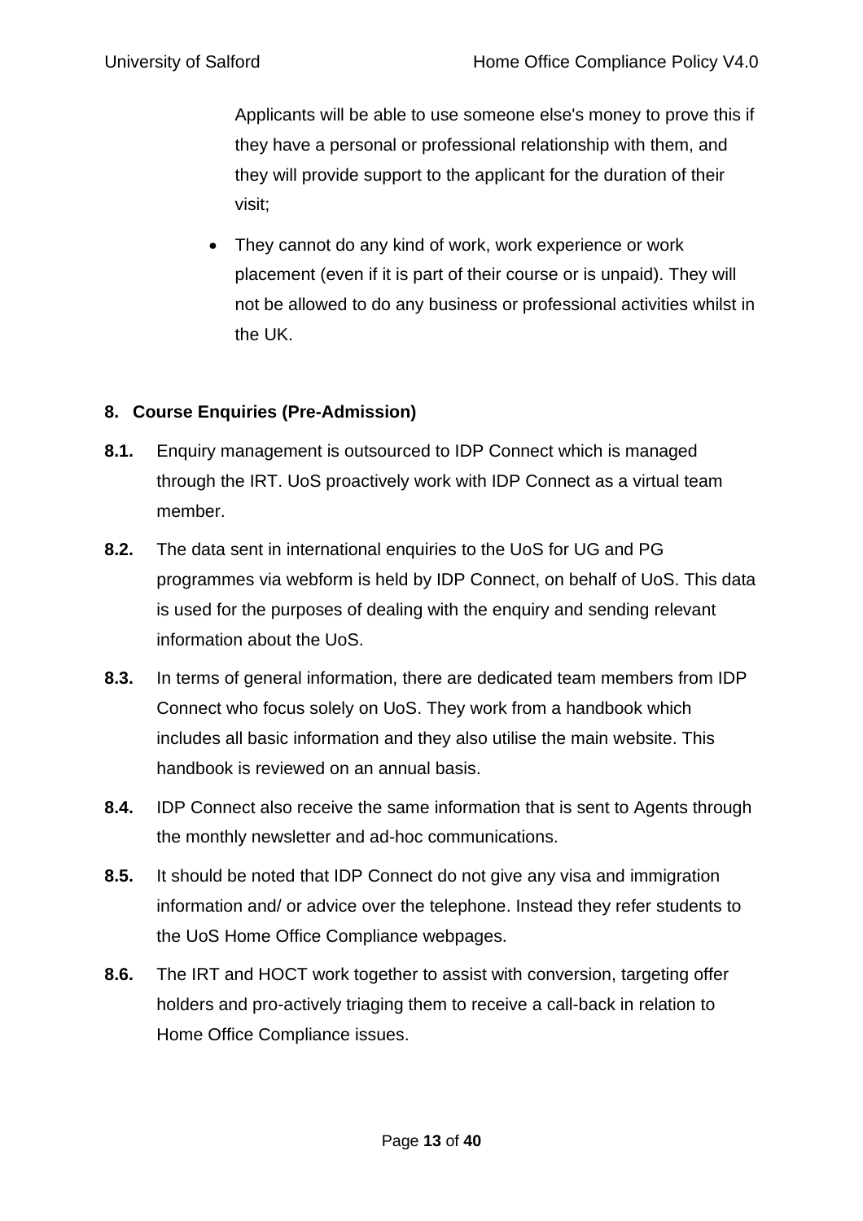Applicants will be able to use someone else's money to prove this if they have a personal or professional relationship with them, and they will provide support to the applicant for the duration of their visit;

- They cannot do any kind of work, work experience or work placement (even if it is part of their course or is unpaid). They will not be allowed to do any business or professional activities whilst in the UK.

## 8. Course Enquiries (Pre-Admission)

**8.1.** Enquiry management is outsourced to IDP Connect which is managed through the IRT. UoS proactively work with IDP Connect as a virtual team member.

**8.2.** The data sent in international enquiries to the UoS for UG and PG programmes via webform is held by IDP Connect, on behalf of UoS. This data is used for the purposes of dealing with the enquiry and sending relevant information about the UoS.

**8.3.** In terms of general information, there are dedicated team members from IDP Connect who focus solely on UoS. They work from a handbook which includes all basic information and they also utilise the main website. This handbook is reviewed on an annual basis.

**8.4.** IDP Connect also receive the same information that is sent to Agents through the monthly newsletter and ad-hoc communications.

**8.5.** It should be noted that IDP Connect do not give any visa and immigration information and/ or advice over the telephone. Instead they refer students to the UoS Home Office Compliance webpages.

**8.6.** The IRT and HOCT work together to assist with conversion, targeting offer holders and pro-actively triaging them to receive a call-back in relation to Home Office Compliance issues.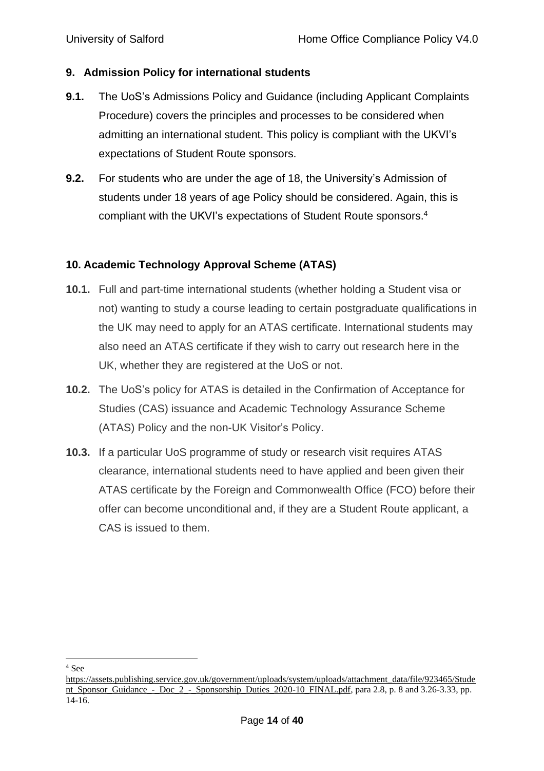## 9. Admission Policy for international students

**9.1.** The UoS's Admissions Policy and Guidance (including Applicant Complaints Procedure) covers the principles and processes to be considered when admitting an international student. This policy is compliant with the UKVI's expectations of Student Route sponsors.

**9.2.** For students who are under the age of 18, the University's Admission of students under 18 years of age Policy should be considered. Again, this is compliant with the UKVI's expectations of Student Route sponsors.[4]

## 10. Academic Technology Approval Scheme (ATAS)

**10.1.** Full and part-time international students (whether holding a Student visa or not) wanting to study a course leading to certain postgraduate qualifications in the UK may need to apply for an ATAS certificate. International students may also need an ATAS certificate if they wish to carry out research here in the UK, whether they are registered at the UoS or not.

**10.2.** The UoS's policy for ATAS is detailed in the Confirmation of Acceptance for Studies (CAS) issuance and Academic Technology Assurance Scheme (ATAS) Policy and the non-UK Visitor's Policy.

**10.3.** If a particular UoS programme of study or research visit requires ATAS clearance, international students need to have applied and been given their ATAS certificate by the Foreign and Commonwealth Office (FCO) before their offer can become unconditional and, if they are a Student Route applicant, a CAS is issued to them.

---

[4] See https://assets.publishing.service.gov.uk/government/uploads/system/uploads/attachment_data/file/923465/Student_Sponsor_Guidance_-_Doc_2_-_Sponsorship_Duties_2020-10_FINAL.pdf, para 2.8, p. 8 and 3.26-3.33, pp. 14-16.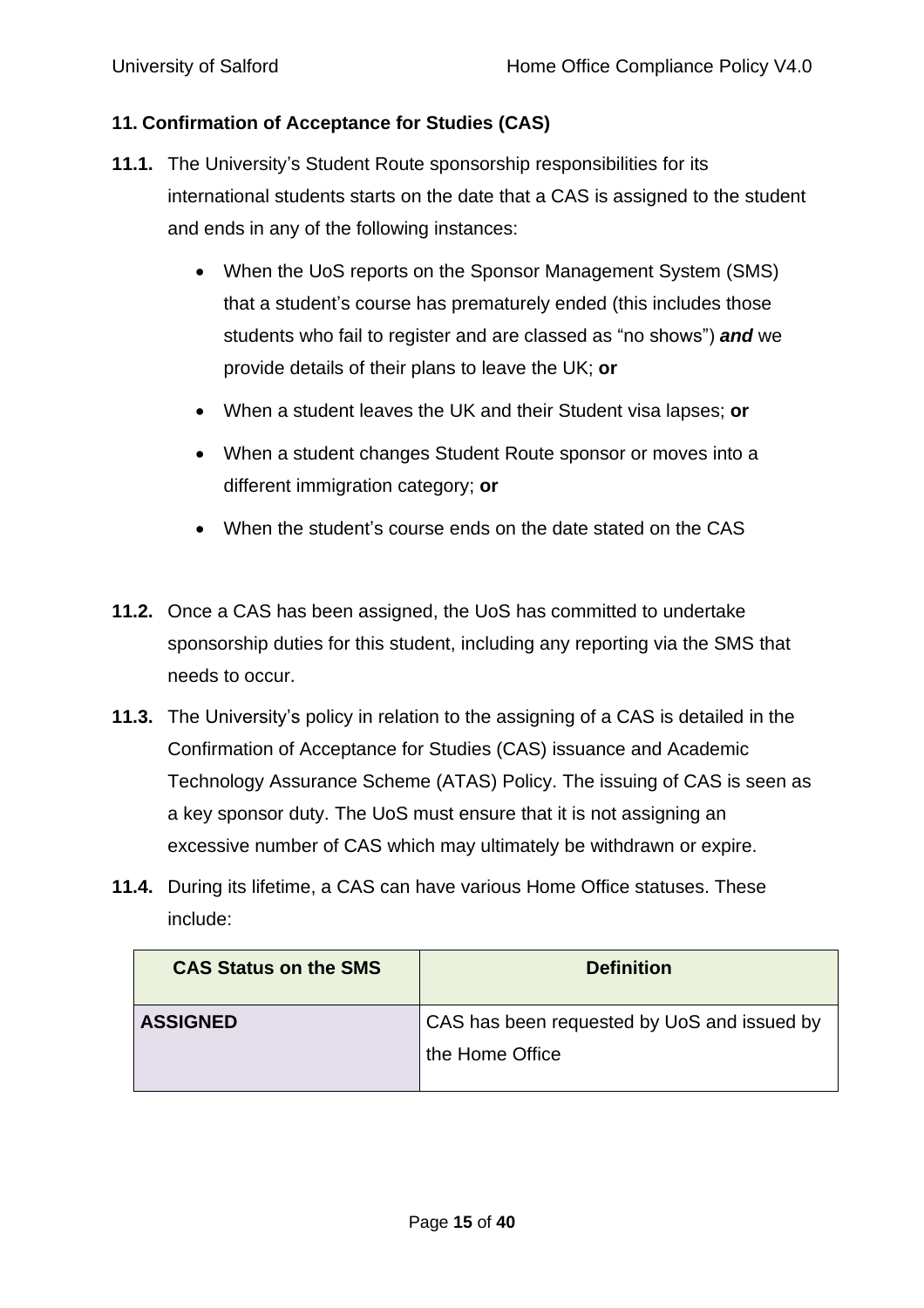## 11. Confirmation of Acceptance for Studies (CAS)

**11.1.** The University's Student Route sponsorship responsibilities for its international students starts on the date that a CAS is assigned to the student and ends in any of the following instances:

- When the UoS reports on the Sponsor Management System (SMS) that a student's course has prematurely ended (this includes those students who fail to register and are classed as "no shows") ***and*** we provide details of their plans to leave the UK; **or**
- When a student leaves the UK and their Student visa lapses; **or**
- When a student changes Student Route sponsor or moves into a different immigration category; **or**
- When the student's course ends on the date stated on the CAS

**11.2.** Once a CAS has been assigned, the UoS has committed to undertake sponsorship duties for this student, including any reporting via the SMS that needs to occur.

**11.3.** The University's policy in relation to the assigning of a CAS is detailed in the Confirmation of Acceptance for Studies (CAS) issuance and Academic Technology Assurance Scheme (ATAS) Policy. The issuing of CAS is seen as a key sponsor duty. The UoS must ensure that it is not assigning an excessive number of CAS which may ultimately be withdrawn or expire.

**11.4.** During its lifetime, a CAS can have various Home Office statuses. These include:

| CAS Status on the SMS | Definition |
| --- | --- |
| **ASSIGNED** | CAS has been requested by UoS and issued by the Home Office |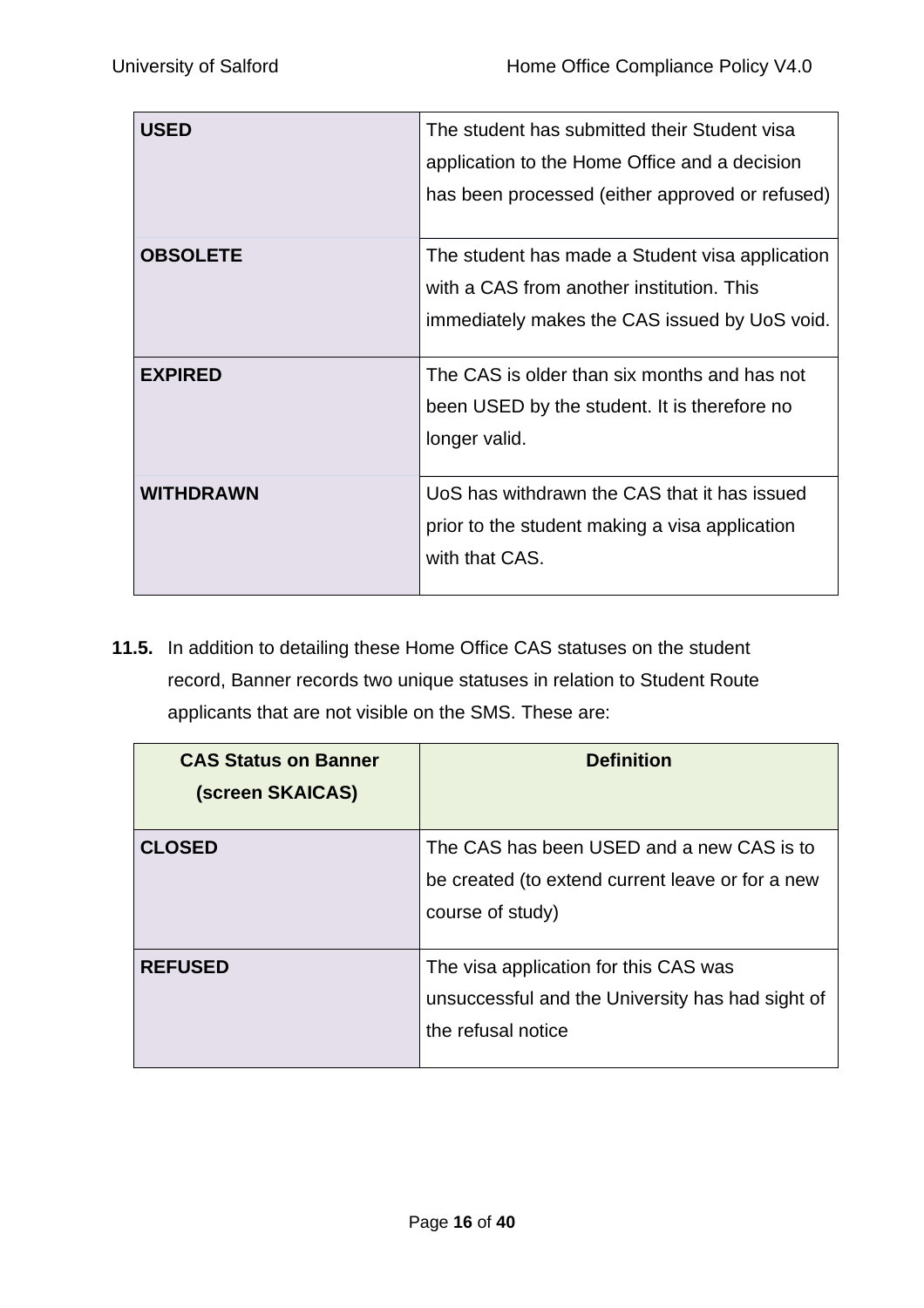| | |
|---|---|
| **USED** | The student has submitted their Student visa application to the Home Office and a decision has been processed (either approved or refused) |
| **OBSOLETE** | The student has made a Student visa application with a CAS from another institution. This immediately makes the CAS issued by UoS void. |
| **EXPIRED** | The CAS is older than six months and has not been USED by the student. It is therefore no longer valid. |
| **WITHDRAWN** | UoS has withdrawn the CAS that it has issued prior to the student making a visa application with that CAS. |

**11.5.** In addition to detailing these Home Office CAS statuses on the student record, Banner records two unique statuses in relation to Student Route applicants that are not visible on the SMS. These are:

| CAS Status on Banner (screen SKAICAS) | Definition |
|---|---|
| **CLOSED** | The CAS has been USED and a new CAS is to be created (to extend current leave or for a new course of study) |
| **REFUSED** | The visa application for this CAS was unsuccessful and the University has had sight of the refusal notice |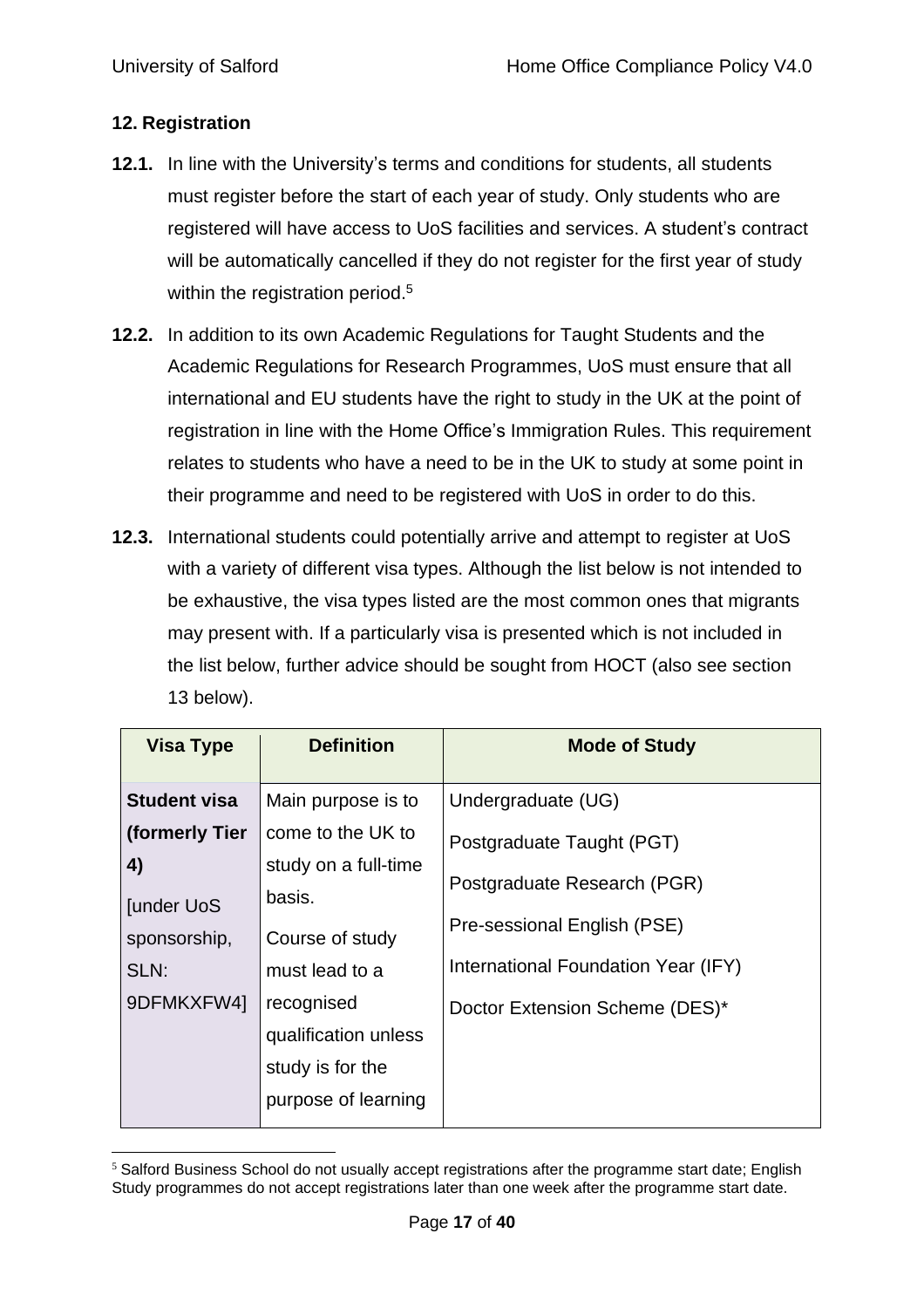## 12. Registration

**12.1.** In line with the University's terms and conditions for students, all students must register before the start of each year of study. Only students who are registered will have access to UoS facilities and services. A student's contract will be automatically cancelled if they do not register for the first year of study within the registration period.[5]

**12.2.** In addition to its own Academic Regulations for Taught Students and the Academic Regulations for Research Programmes, UoS must ensure that all international and EU students have the right to study in the UK at the point of registration in line with the Home Office's Immigration Rules. This requirement relates to students who have a need to be in the UK to study at some point in their programme and need to be registered with UoS in order to do this.

**12.3.** International students could potentially arrive and attempt to register at UoS with a variety of different visa types. Although the list below is not intended to be exhaustive, the visa types listed are the most common ones that migrants may present with. If a particularly visa is presented which is not included in the list below, further advice should be sought from HOCT (also see section 13 below).

| Visa Type | Definition | Mode of Study |
|---|---|---|
| **Student visa (formerly Tier 4)**<br>[under UoS sponsorship, SLN: 9DFMKXFW4] | Main purpose is to come to the UK to study on a full-time basis.<br>Course of study must lead to a recognised qualification unless study is for the purpose of learning | Undergraduate (UG)<br>Postgraduate Taught (PGT)<br>Postgraduate Research (PGR)<br>Pre-sessional English (PSE)<br>International Foundation Year (IFY)<br>Doctor Extension Scheme (DES)* |

[5] Salford Business School do not usually accept registrations after the programme start date; English Study programmes do not accept registrations later than one week after the programme start date.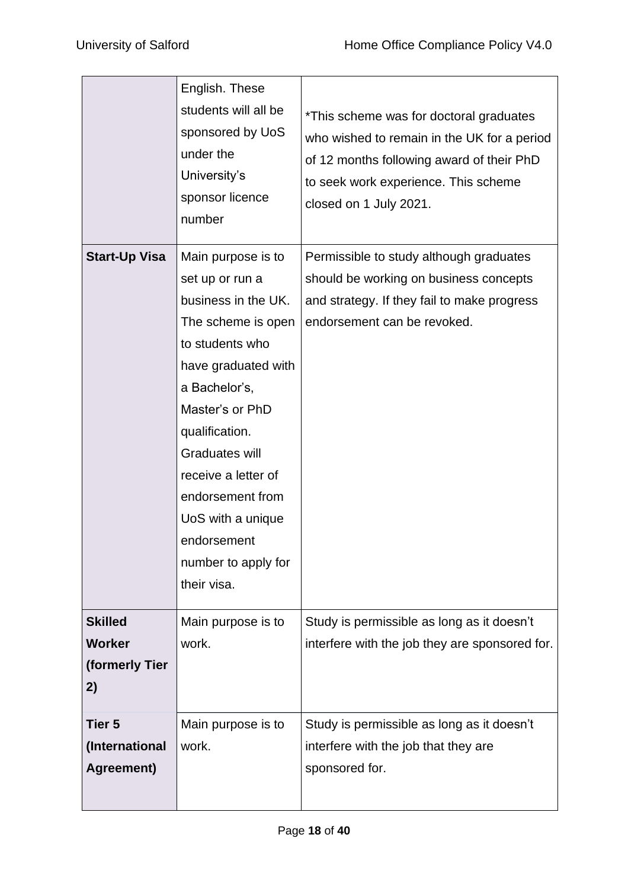| | | |
|---|---|---|
| | English. These students will all be sponsored by UoS under the University's sponsor licence number | *This scheme was for doctoral graduates who wished to remain in the UK for a period of 12 months following award of their PhD to seek work experience. This scheme closed on 1 July 2021. |
| **Start-Up Visa** | Main purpose is to set up or run a business in the UK. The scheme is open to students who have graduated with a Bachelor's, Master's or PhD qualification. Graduates will receive a letter of endorsement from UoS with a unique endorsement number to apply for their visa. | Permissible to study although graduates should be working on business concepts and strategy. If they fail to make progress endorsement can be revoked. |
| **Skilled Worker (formerly Tier 2)** | Main purpose is to work. | Study is permissible as long as it doesn't interfere with the job they are sponsored for. |
| **Tier 5 (International Agreement)** | Main purpose is to work. | Study is permissible as long as it doesn't interfere with the job that they are sponsored for. |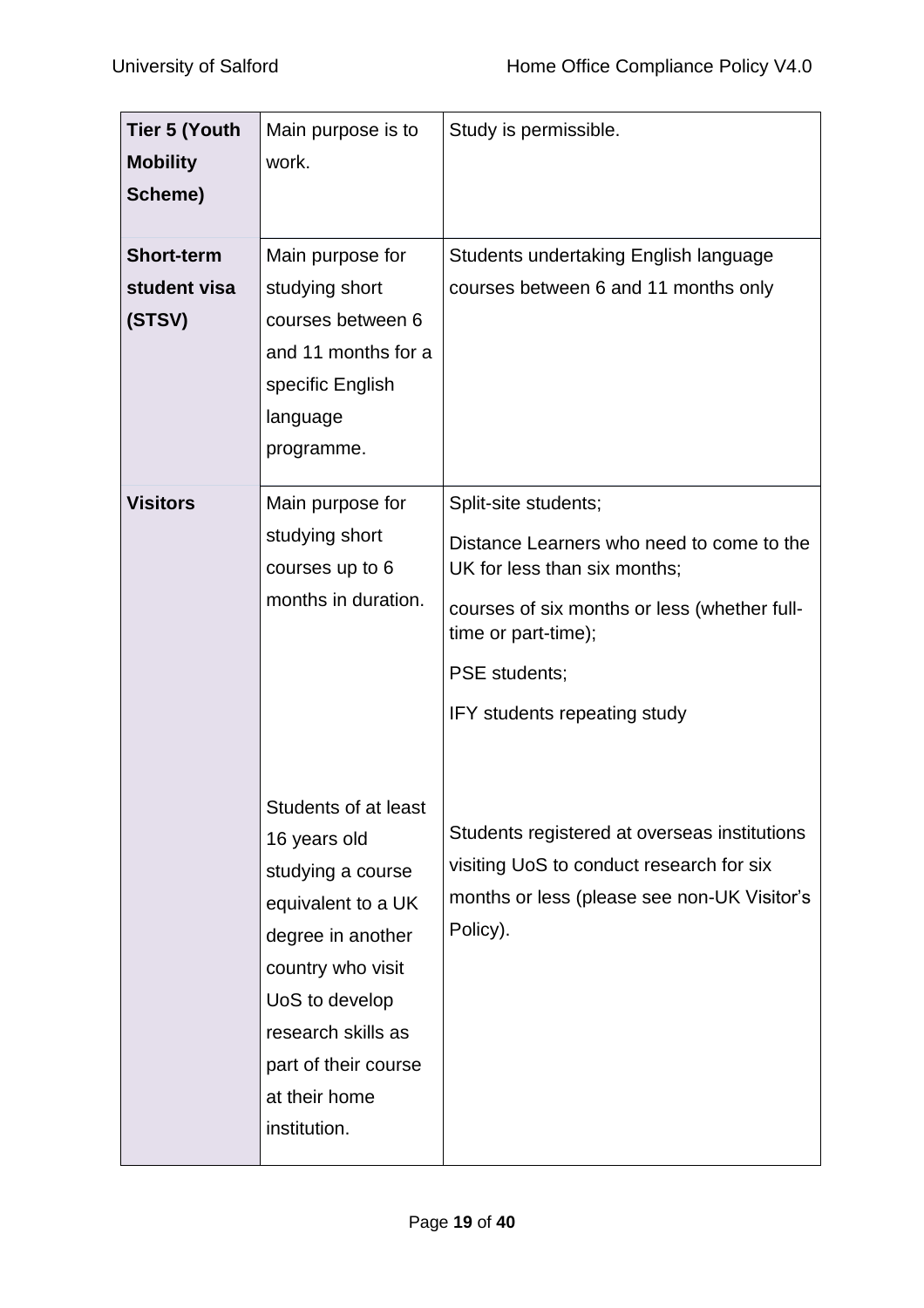| | | |
|---|---|---|
| **Tier 5 (Youth Mobility Scheme)** | Main purpose is to work. | Study is permissible. |
| **Short-term student visa (STSV)** | Main purpose for studying short courses between 6 and 11 months for a specific English language programme. | Students undertaking English language courses between 6 and 11 months only |
| **Visitors** | Main purpose for studying short courses up to 6 months in duration. | Split-site students;<br>Distance Learners who need to come to the UK for less than six months;<br>courses of six months or less (whether full-time or part-time);<br>PSE students;<br>IFY students repeating study |
| | Students of at least 16 years old studying a course equivalent to a UK degree in another country who visit UoS to develop research skills as part of their course at their home institution. | Students registered at overseas institutions visiting UoS to conduct research for six months or less (please see non-UK Visitor's Policy). |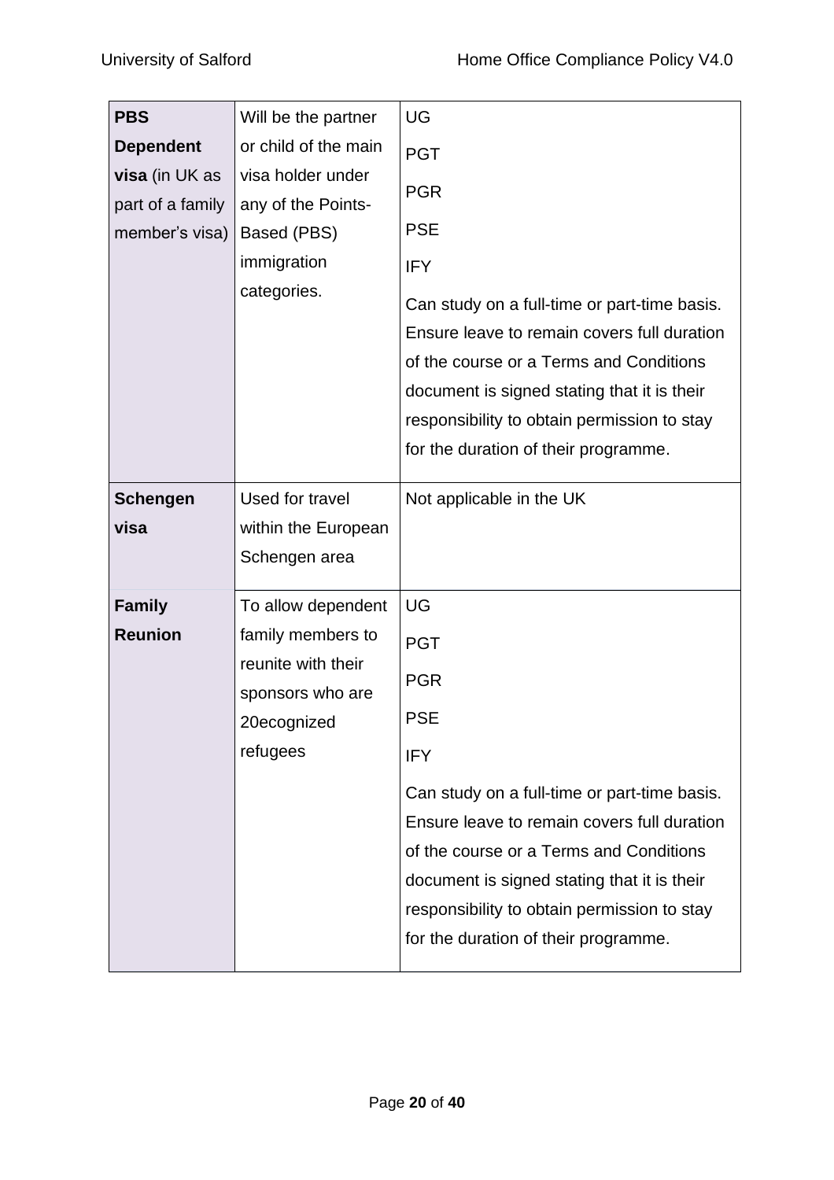| | | |
|---|---|---|
| **PBS Dependent visa** (in UK as part of a family member's visa) | Will be the partner or child of the main visa holder under any of the Points-Based (PBS) immigration categories. | UG<br>PGT<br>PGR<br>PSE<br>IFY<br>Can study on a full-time or part-time basis. Ensure leave to remain covers full duration of the course or a Terms and Conditions document is signed stating that it is their responsibility to obtain permission to stay for the duration of their programme. |
| **Schengen visa** | Used for travel within the European Schengen area | Not applicable in the UK |
| **Family Reunion** | To allow dependent family members to reunite with their sponsors who are 20ecognized refugees | UG<br>PGT<br>PGR<br>PSE<br>IFY<br>Can study on a full-time or part-time basis. Ensure leave to remain covers full duration of the course or a Terms and Conditions document is signed stating that it is their responsibility to obtain permission to stay for the duration of their programme. |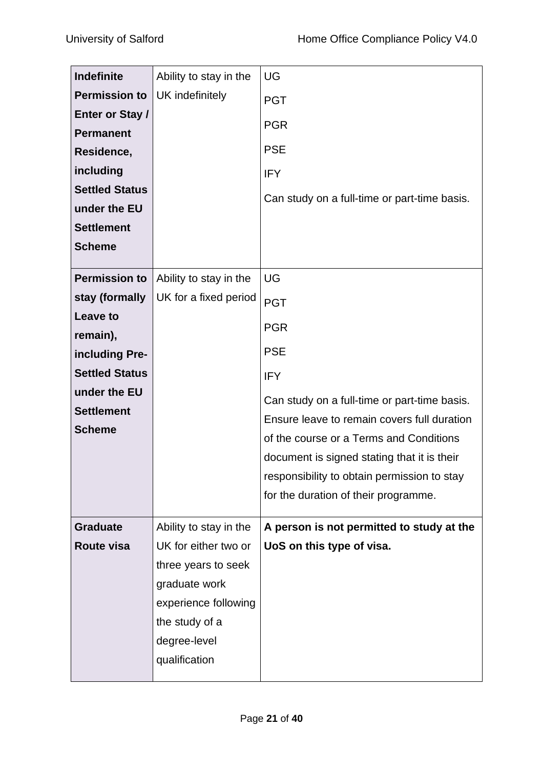| **Indefinite Permission to Enter or Stay / Permanent Residence, including Settled Status under the EU Settlement Scheme** | Ability to stay in the UK indefinitely | UG<br>PGT<br>PGR<br>PSE<br>IFY<br>Can study on a full-time or part-time basis. |
|---|---|---|
| **Permission to stay (formally Leave to remain), including Pre-Settled Status under the EU Settlement Scheme** | Ability to stay in the UK for a fixed period | UG<br>PGT<br>PGR<br>PSE<br>IFY<br>Can study on a full-time or part-time basis. Ensure leave to remain covers full duration of the course or a Terms and Conditions document is signed stating that it is their responsibility to obtain permission to stay for the duration of their programme. |
| **Graduate Route visa** | Ability to stay in the UK for either two or three years to seek graduate work experience following the study of a degree-level qualification | **A person is not permitted to study at the UoS on this type of visa.** |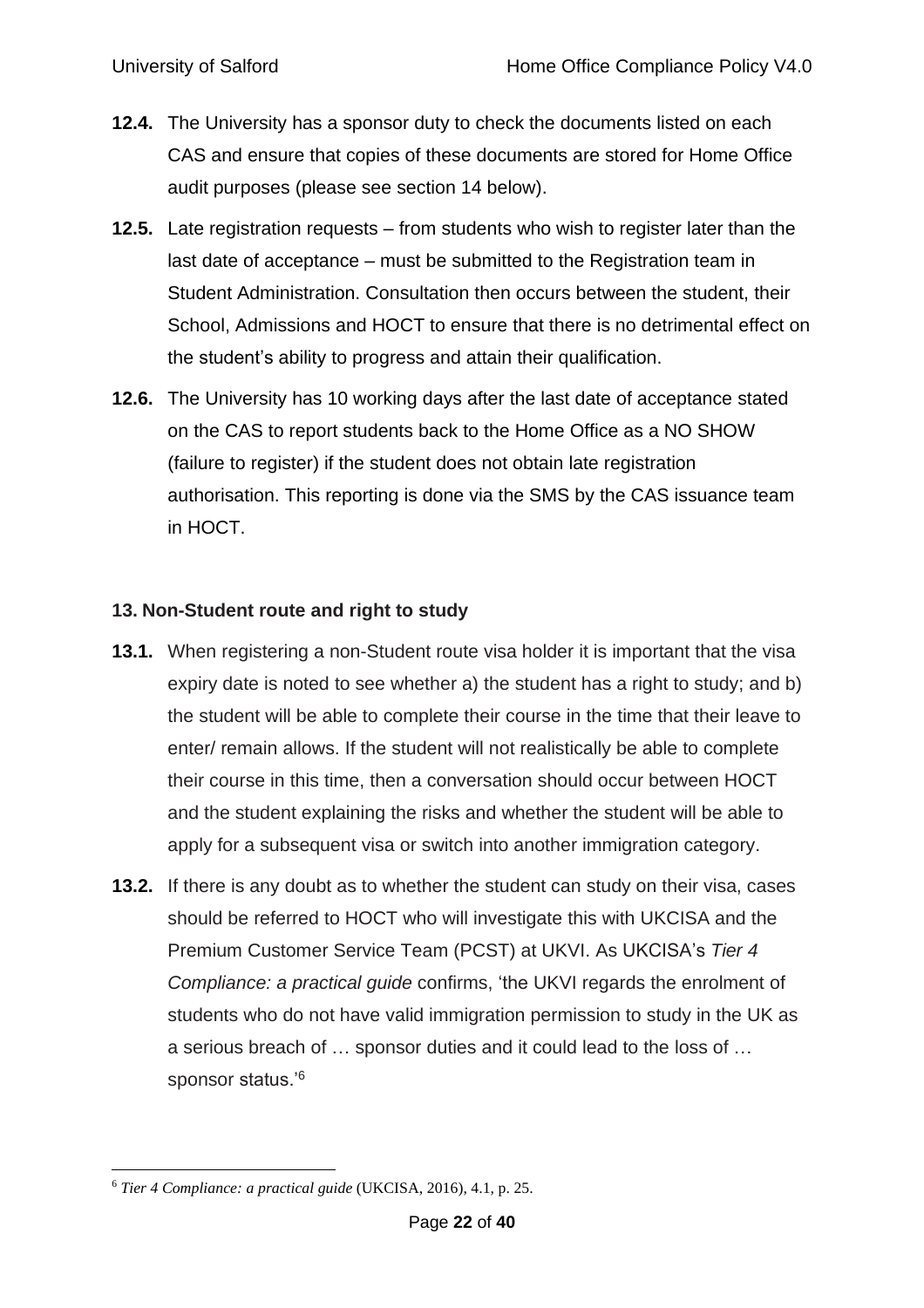**12.4.** The University has a sponsor duty to check the documents listed on each CAS and ensure that copies of these documents are stored for Home Office audit purposes (please see section 14 below).

**12.5.** Late registration requests – from students who wish to register later than the last date of acceptance – must be submitted to the Registration team in Student Administration. Consultation then occurs between the student, their School, Admissions and HOCT to ensure that there is no detrimental effect on the student's ability to progress and attain their qualification.

**12.6.** The University has 10 working days after the last date of acceptance stated on the CAS to report students back to the Home Office as a NO SHOW (failure to register) if the student does not obtain late registration authorisation. This reporting is done via the SMS by the CAS issuance team in HOCT.

## 13. Non-Student route and right to study

**13.1.** When registering a non-Student route visa holder it is important that the visa expiry date is noted to see whether a) the student has a right to study; and b) the student will be able to complete their course in the time that their leave to enter/ remain allows. If the student will not realistically be able to complete their course in this time, then a conversation should occur between HOCT and the student explaining the risks and whether the student will be able to apply for a subsequent visa or switch into another immigration category.

**13.2.** If there is any doubt as to whether the student can study on their visa, cases should be referred to HOCT who will investigate this with UKCISA and the Premium Customer Service Team (PCST) at UKVI. As UKCISA's *Tier 4 Compliance: a practical guide* confirms, 'the UKVI regards the enrolment of students who do not have valid immigration permission to study in the UK as a serious breach of … sponsor duties and it could lead to the loss of … sponsor status.'[6]

[6] *Tier 4 Compliance: a practical guide* (UKCISA, 2016), 4.1, p. 25.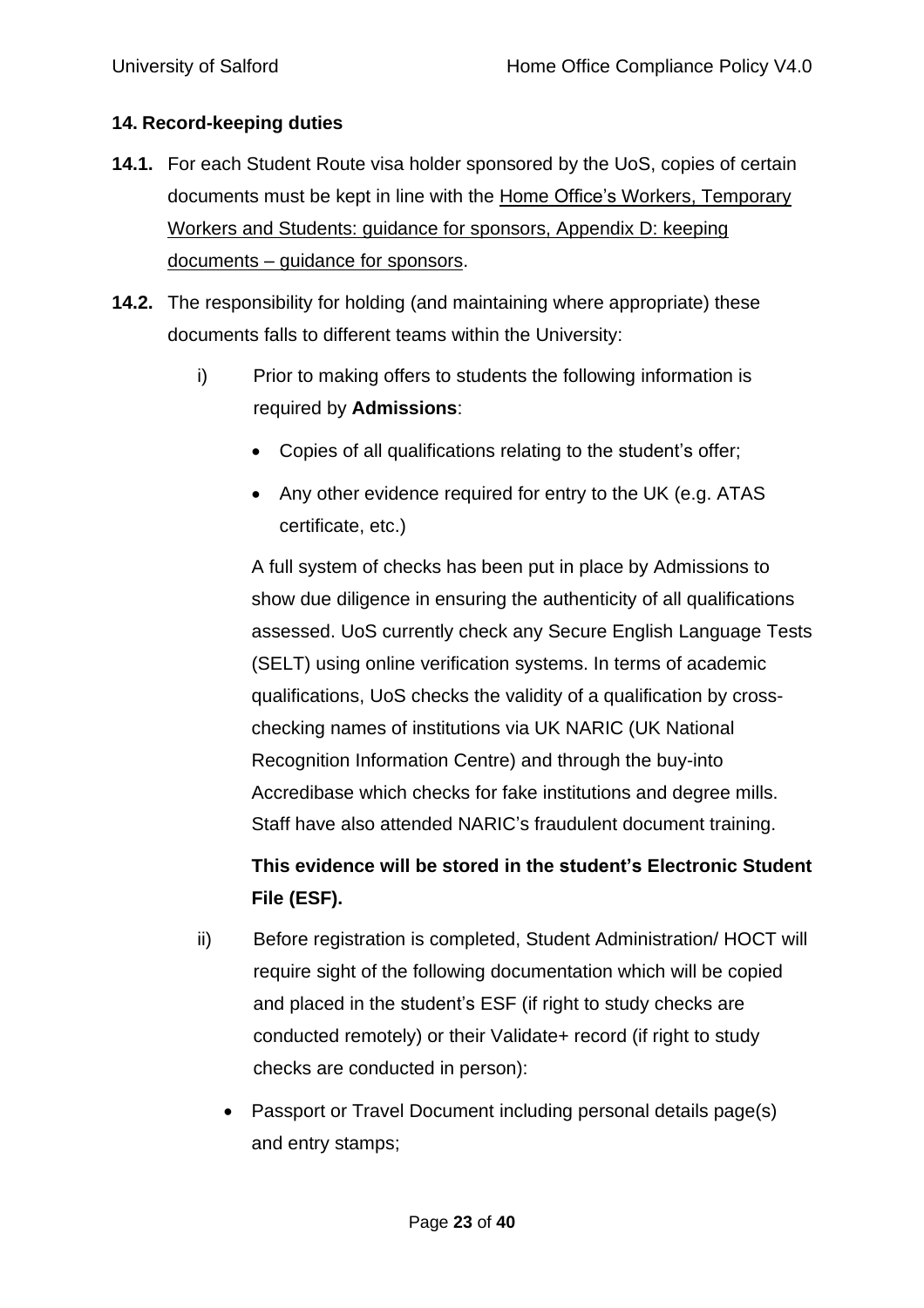## 14. Record-keeping duties

**14.1.** For each Student Route visa holder sponsored by the UoS, copies of certain documents must be kept in line with the Home Office's Workers, Temporary Workers and Students: guidance for sponsors, Appendix D: keeping documents – guidance for sponsors.

**14.2.** The responsibility for holding (and maintaining where appropriate) these documents falls to different teams within the University:

i) Prior to making offers to students the following information is required by **Admissions**:

- Copies of all qualifications relating to the student's offer;
- Any other evidence required for entry to the UK (e.g. ATAS certificate, etc.)

A full system of checks has been put in place by Admissions to show due diligence in ensuring the authenticity of all qualifications assessed. UoS currently check any Secure English Language Tests (SELT) using online verification systems. In terms of academic qualifications, UoS checks the validity of a qualification by cross-checking names of institutions via UK NARIC (UK National Recognition Information Centre) and through the buy-into Accredibase which checks for fake institutions and degree mills. Staff have also attended NARIC's fraudulent document training.

**This evidence will be stored in the student's Electronic Student File (ESF).**

ii) Before registration is completed, Student Administration/ HOCT will require sight of the following documentation which will be copied and placed in the student's ESF (if right to study checks are conducted remotely) or their Validate+ record (if right to study checks are conducted in person):

- Passport or Travel Document including personal details page(s) and entry stamps;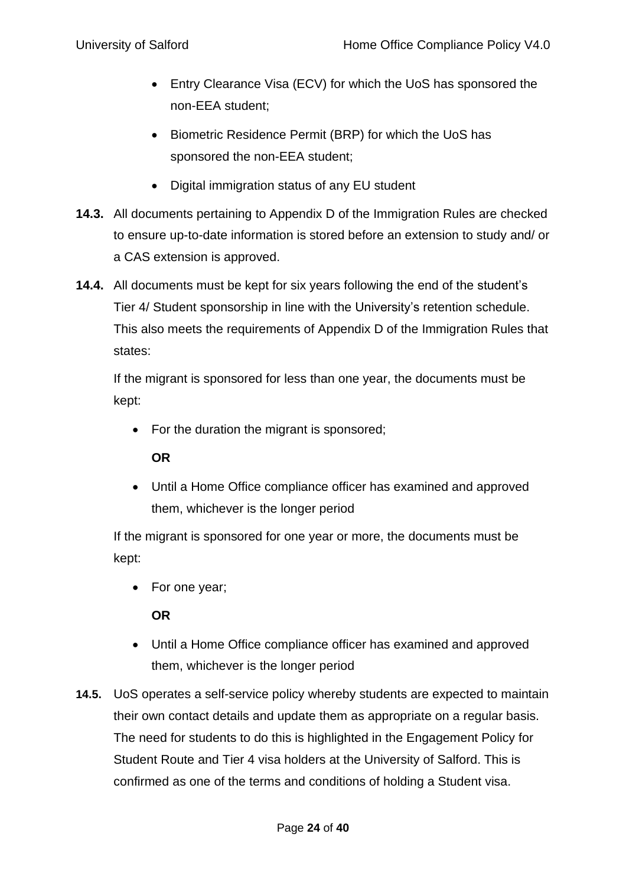- Entry Clearance Visa (ECV) for which the UoS has sponsored the non-EEA student;
- Biometric Residence Permit (BRP) for which the UoS has sponsored the non-EEA student;
- Digital immigration status of any EU student

**14.3.** All documents pertaining to Appendix D of the Immigration Rules are checked to ensure up-to-date information is stored before an extension to study and/ or a CAS extension is approved.

**14.4.** All documents must be kept for six years following the end of the student's Tier 4/ Student sponsorship in line with the University's retention schedule. This also meets the requirements of Appendix D of the Immigration Rules that states:

If the migrant is sponsored for less than one year, the documents must be kept:

- For the duration the migrant is sponsored;

  **OR**

- Until a Home Office compliance officer has examined and approved them, whichever is the longer period

If the migrant is sponsored for one year or more, the documents must be kept:

- For one year;

  **OR**

- Until a Home Office compliance officer has examined and approved them, whichever is the longer period

**14.5.** UoS operates a self-service policy whereby students are expected to maintain their own contact details and update them as appropriate on a regular basis. The need for students to do this is highlighted in the Engagement Policy for Student Route and Tier 4 visa holders at the University of Salford. This is confirmed as one of the terms and conditions of holding a Student visa.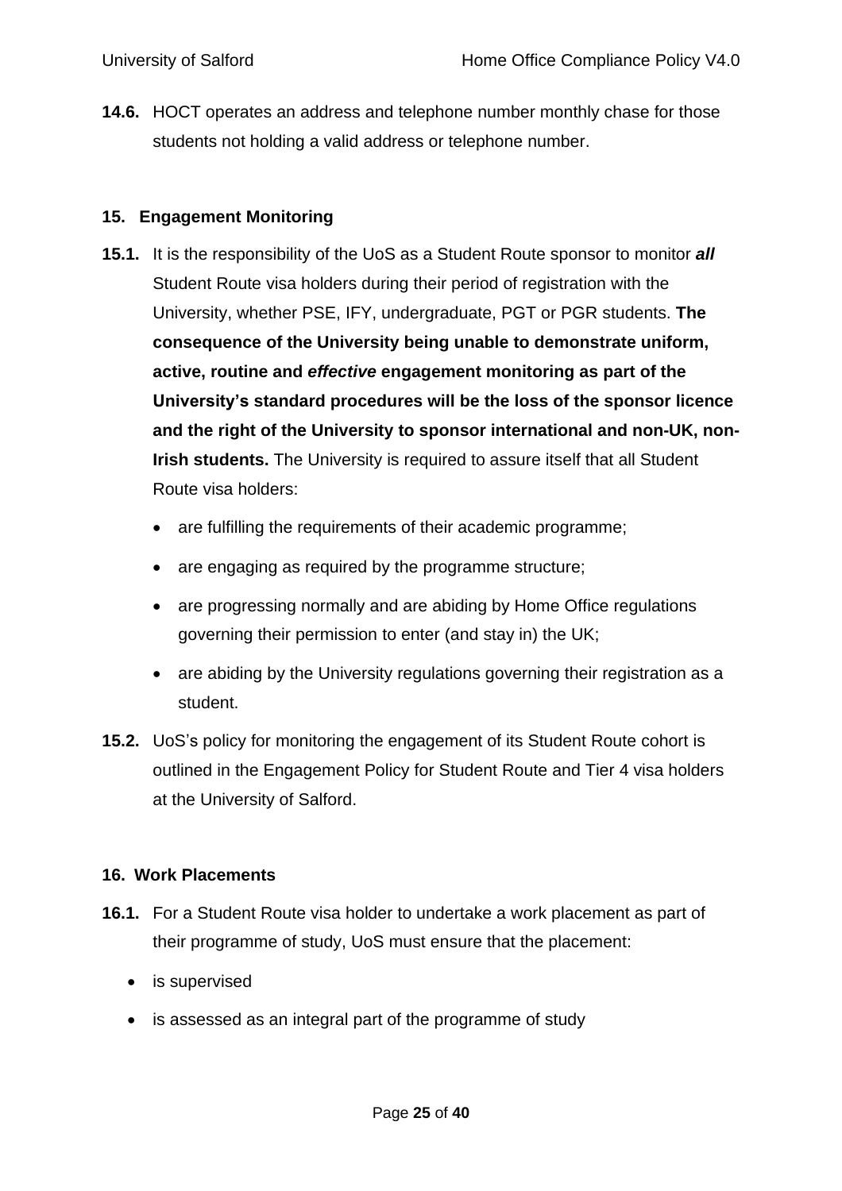**14.6.** HOCT operates an address and telephone number monthly chase for those students not holding a valid address or telephone number.

## 15. Engagement Monitoring

**15.1.** It is the responsibility of the UoS as a Student Route sponsor to monitor ***all*** Student Route visa holders during their period of registration with the University, whether PSE, IFY, undergraduate, PGT or PGR students. **The consequence of the University being unable to demonstrate uniform, active, routine and *effective* engagement monitoring as part of the University's standard procedures will be the loss of the sponsor licence and the right of the University to sponsor international and non-UK, non-Irish students.** The University is required to assure itself that all Student Route visa holders:

- are fulfilling the requirements of their academic programme;
- are engaging as required by the programme structure;
- are progressing normally and are abiding by Home Office regulations governing their permission to enter (and stay in) the UK;
- are abiding by the University regulations governing their registration as a student.

**15.2.** UoS's policy for monitoring the engagement of its Student Route cohort is outlined in the Engagement Policy for Student Route and Tier 4 visa holders at the University of Salford.

## 16. Work Placements

**16.1.** For a Student Route visa holder to undertake a work placement as part of their programme of study, UoS must ensure that the placement:

- is supervised
- is assessed as an integral part of the programme of study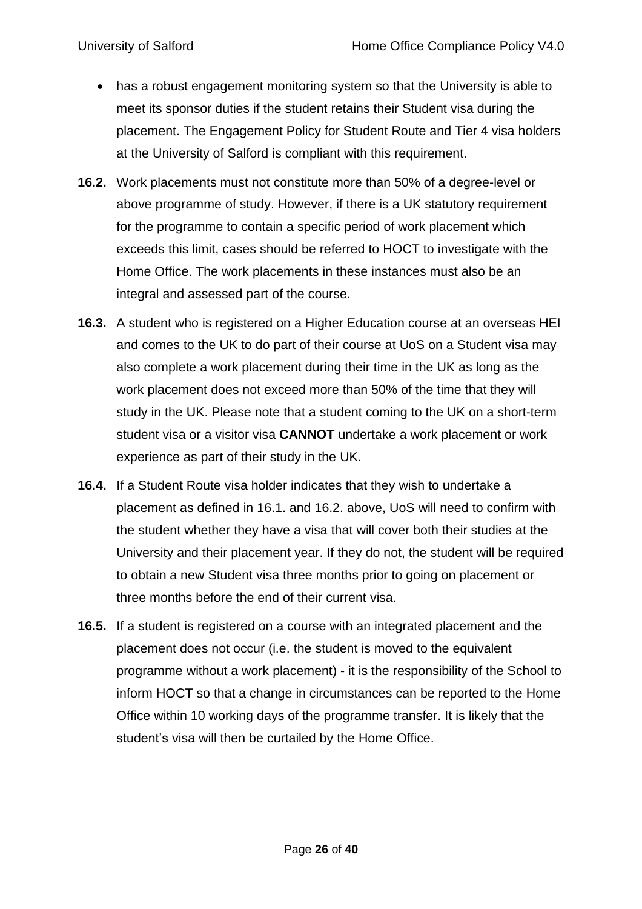- has a robust engagement monitoring system so that the University is able to meet its sponsor duties if the student retains their Student visa during the placement. The Engagement Policy for Student Route and Tier 4 visa holders at the University of Salford is compliant with this requirement.

**16.2.** Work placements must not constitute more than 50% of a degree-level or above programme of study. However, if there is a UK statutory requirement for the programme to contain a specific period of work placement which exceeds this limit, cases should be referred to HOCT to investigate with the Home Office. The work placements in these instances must also be an integral and assessed part of the course.

**16.3.** A student who is registered on a Higher Education course at an overseas HEI and comes to the UK to do part of their course at UoS on a Student visa may also complete a work placement during their time in the UK as long as the work placement does not exceed more than 50% of the time that they will study in the UK. Please note that a student coming to the UK on a short-term student visa or a visitor visa **CANNOT** undertake a work placement or work experience as part of their study in the UK.

**16.4.** If a Student Route visa holder indicates that they wish to undertake a placement as defined in 16.1. and 16.2. above, UoS will need to confirm with the student whether they have a visa that will cover both their studies at the University and their placement year. If they do not, the student will be required to obtain a new Student visa three months prior to going on placement or three months before the end of their current visa.

**16.5.** If a student is registered on a course with an integrated placement and the placement does not occur (i.e. the student is moved to the equivalent programme without a work placement) - it is the responsibility of the School to inform HOCT so that a change in circumstances can be reported to the Home Office within 10 working days of the programme transfer. It is likely that the student's visa will then be curtailed by the Home Office.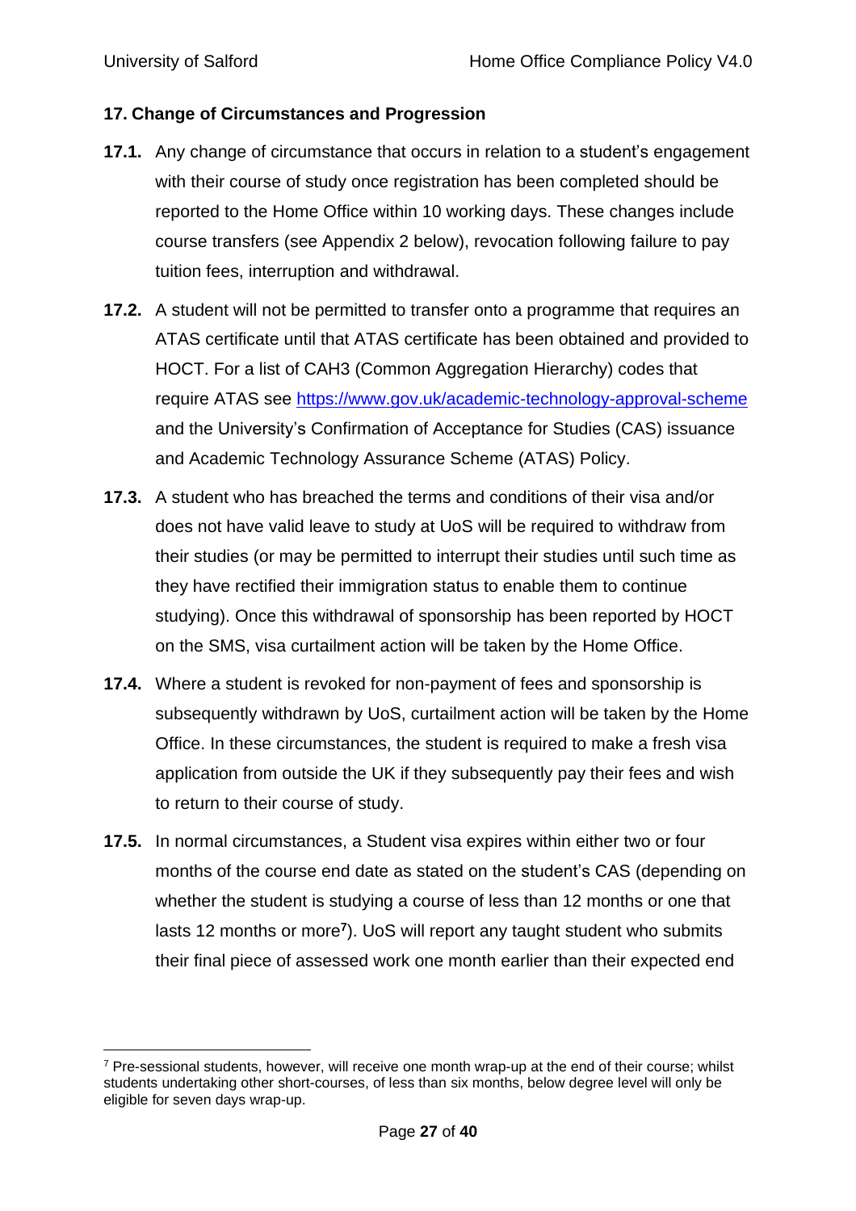## 17. Change of Circumstances and Progression

**17.1.** Any change of circumstance that occurs in relation to a student's engagement with their course of study once registration has been completed should be reported to the Home Office within 10 working days. These changes include course transfers (see Appendix 2 below), revocation following failure to pay tuition fees, interruption and withdrawal.

**17.2.** A student will not be permitted to transfer onto a programme that requires an ATAS certificate until that ATAS certificate has been obtained and provided to HOCT. For a list of CAH3 (Common Aggregation Hierarchy) codes that require ATAS see [https://www.gov.uk/academic-technology-approval-scheme](https://www.gov.uk/academic-technology-approval-scheme) and the University's Confirmation of Acceptance for Studies (CAS) issuance and Academic Technology Assurance Scheme (ATAS) Policy.

**17.3.** A student who has breached the terms and conditions of their visa and/or does not have valid leave to study at UoS will be required to withdraw from their studies (or may be permitted to interrupt their studies until such time as they have rectified their immigration status to enable them to continue studying). Once this withdrawal of sponsorship has been reported by HOCT on the SMS, visa curtailment action will be taken by the Home Office.

**17.4.** Where a student is revoked for non-payment of fees and sponsorship is subsequently withdrawn by UoS, curtailment action will be taken by the Home Office. In these circumstances, the student is required to make a fresh visa application from outside the UK if they subsequently pay their fees and wish to return to their course of study.

**17.5.** In normal circumstances, a Student visa expires within either two or four months of the course end date as stated on the student's CAS (depending on whether the student is studying a course of less than 12 months or one that lasts 12 months or more[7]). UoS will report any taught student who submits their final piece of assessed work one month earlier than their expected end

[7] Pre-sessional students, however, will receive one month wrap-up at the end of their course; whilst students undertaking other short-courses, of less than six months, below degree level will only be eligible for seven days wrap-up.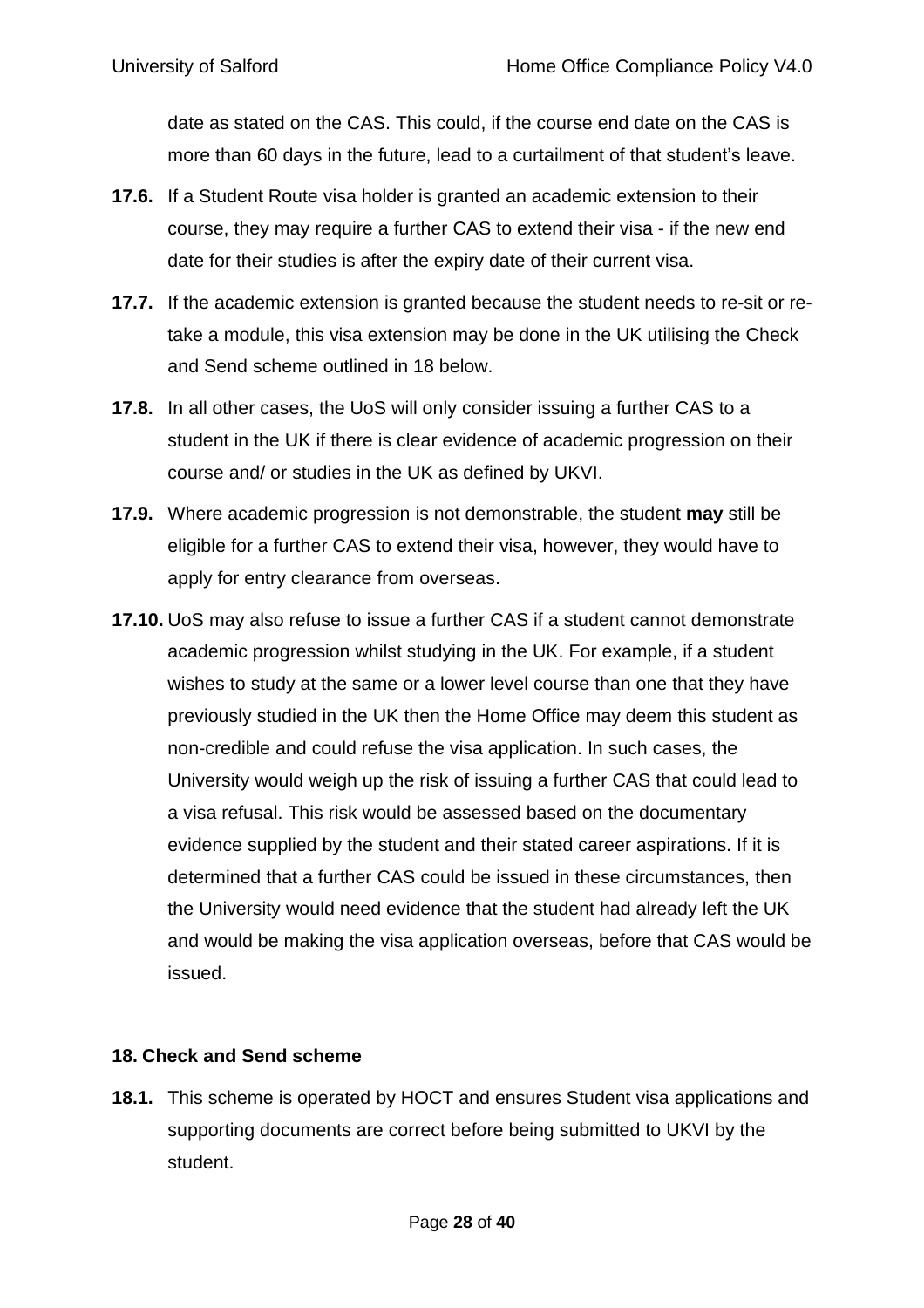date as stated on the CAS. This could, if the course end date on the CAS is more than 60 days in the future, lead to a curtailment of that student's leave.

**17.6.** If a Student Route visa holder is granted an academic extension to their course, they may require a further CAS to extend their visa - if the new end date for their studies is after the expiry date of their current visa.

**17.7.** If the academic extension is granted because the student needs to re-sit or re-take a module, this visa extension may be done in the UK utilising the Check and Send scheme outlined in 18 below.

**17.8.** In all other cases, the UoS will only consider issuing a further CAS to a student in the UK if there is clear evidence of academic progression on their course and/ or studies in the UK as defined by UKVI.

**17.9.** Where academic progression is not demonstrable, the student **may** still be eligible for a further CAS to extend their visa, however, they would have to apply for entry clearance from overseas.

**17.10.** UoS may also refuse to issue a further CAS if a student cannot demonstrate academic progression whilst studying in the UK. For example, if a student wishes to study at the same or a lower level course than one that they have previously studied in the UK then the Home Office may deem this student as non-credible and could refuse the visa application. In such cases, the University would weigh up the risk of issuing a further CAS that could lead to a visa refusal. This risk would be assessed based on the documentary evidence supplied by the student and their stated career aspirations. If it is determined that a further CAS could be issued in these circumstances, then the University would need evidence that the student had already left the UK and would be making the visa application overseas, before that CAS would be issued.

## 18. Check and Send scheme

**18.1.** This scheme is operated by HOCT and ensures Student visa applications and supporting documents are correct before being submitted to UKVI by the student.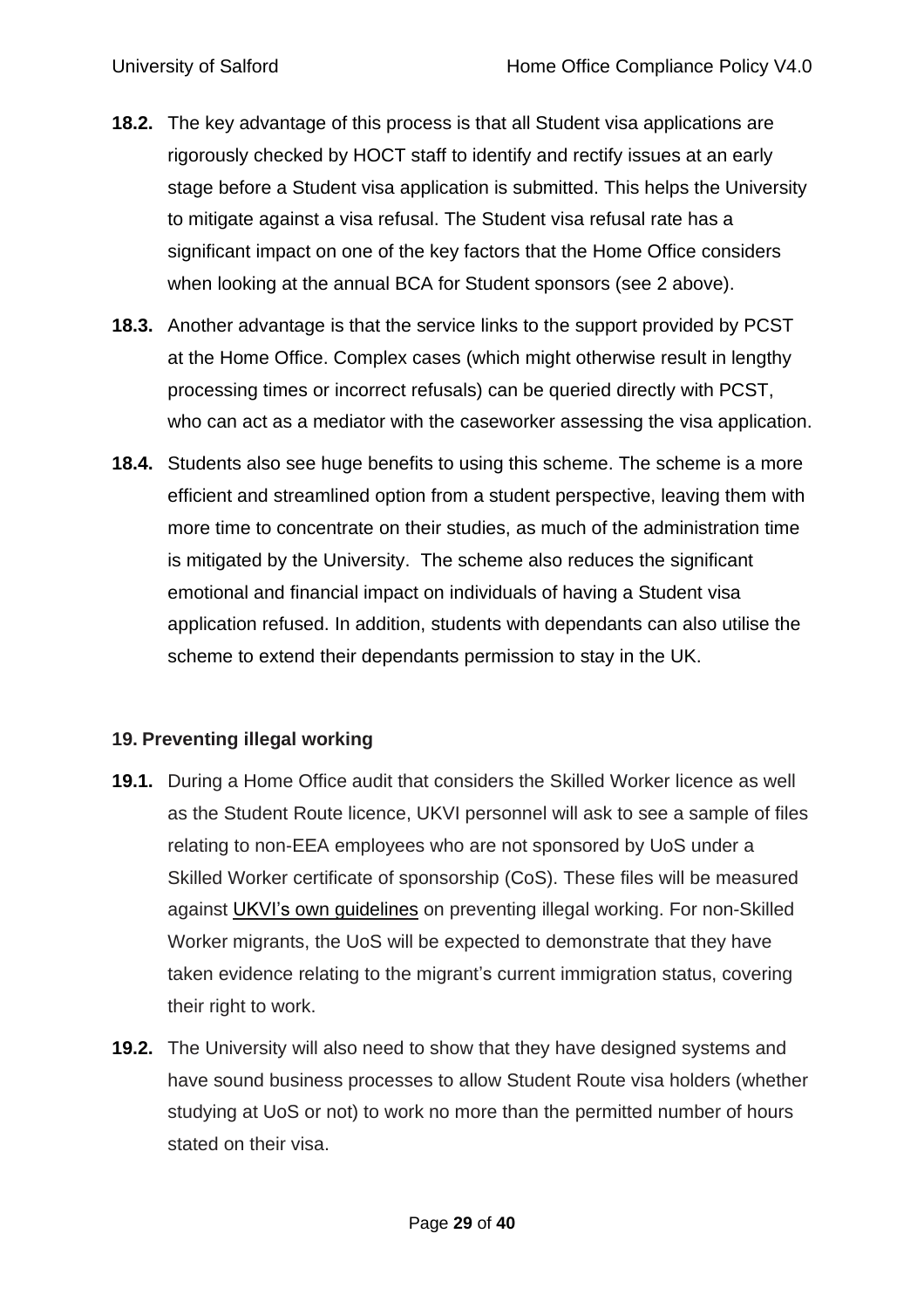**18.2.** The key advantage of this process is that all Student visa applications are rigorously checked by HOCT staff to identify and rectify issues at an early stage before a Student visa application is submitted. This helps the University to mitigate against a visa refusal. The Student visa refusal rate has a significant impact on one of the key factors that the Home Office considers when looking at the annual BCA for Student sponsors (see 2 above).

**18.3.** Another advantage is that the service links to the support provided by PCST at the Home Office. Complex cases (which might otherwise result in lengthy processing times or incorrect refusals) can be queried directly with PCST, who can act as a mediator with the caseworker assessing the visa application.

**18.4.** Students also see huge benefits to using this scheme. The scheme is a more efficient and streamlined option from a student perspective, leaving them with more time to concentrate on their studies, as much of the administration time is mitigated by the University. The scheme also reduces the significant emotional and financial impact on individuals of having a Student visa application refused. In addition, students with dependants can also utilise the scheme to extend their dependants permission to stay in the UK.

## 19. Preventing illegal working

**19.1.** During a Home Office audit that considers the Skilled Worker licence as well as the Student Route licence, UKVI personnel will ask to see a sample of files relating to non-EEA employees who are not sponsored by UoS under a Skilled Worker certificate of sponsorship (CoS). These files will be measured against UKVI's own guidelines on preventing illegal working. For non-Skilled Worker migrants, the UoS will be expected to demonstrate that they have taken evidence relating to the migrant's current immigration status, covering their right to work.

**19.2.** The University will also need to show that they have designed systems and have sound business processes to allow Student Route visa holders (whether studying at UoS or not) to work no more than the permitted number of hours stated on their visa.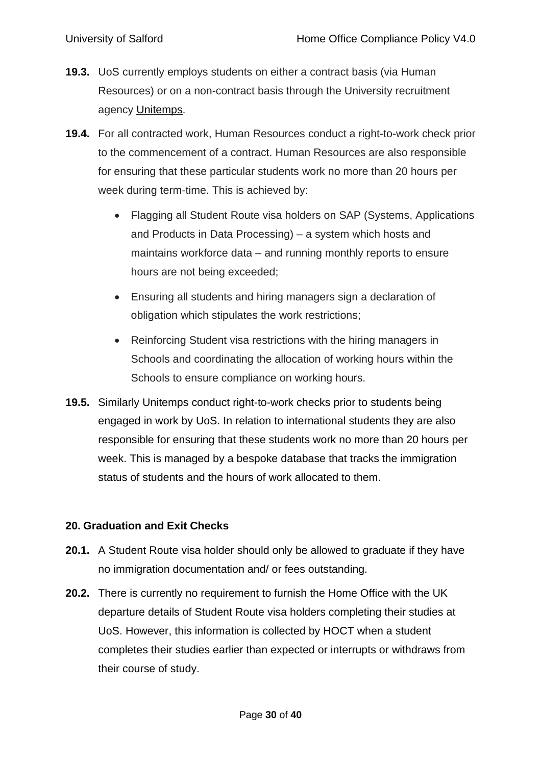**19.3.** UoS currently employs students on either a contract basis (via Human Resources) or on a non-contract basis through the University recruitment agency Unitemps.

**19.4.** For all contracted work, Human Resources conduct a right-to-work check prior to the commencement of a contract. Human Resources are also responsible for ensuring that these particular students work no more than 20 hours per week during term-time. This is achieved by:

- Flagging all Student Route visa holders on SAP (Systems, Applications and Products in Data Processing) – a system which hosts and maintains workforce data – and running monthly reports to ensure hours are not being exceeded;
- Ensuring all students and hiring managers sign a declaration of obligation which stipulates the work restrictions;
- Reinforcing Student visa restrictions with the hiring managers in Schools and coordinating the allocation of working hours within the Schools to ensure compliance on working hours.

**19.5.** Similarly Unitemps conduct right-to-work checks prior to students being engaged in work by UoS. In relation to international students they are also responsible for ensuring that these students work no more than 20 hours per week. This is managed by a bespoke database that tracks the immigration status of students and the hours of work allocated to them.

## 20. Graduation and Exit Checks

**20.1.** A Student Route visa holder should only be allowed to graduate if they have no immigration documentation and/ or fees outstanding.

**20.2.** There is currently no requirement to furnish the Home Office with the UK departure details of Student Route visa holders completing their studies at UoS. However, this information is collected by HOCT when a student completes their studies earlier than expected or interrupts or withdraws from their course of study.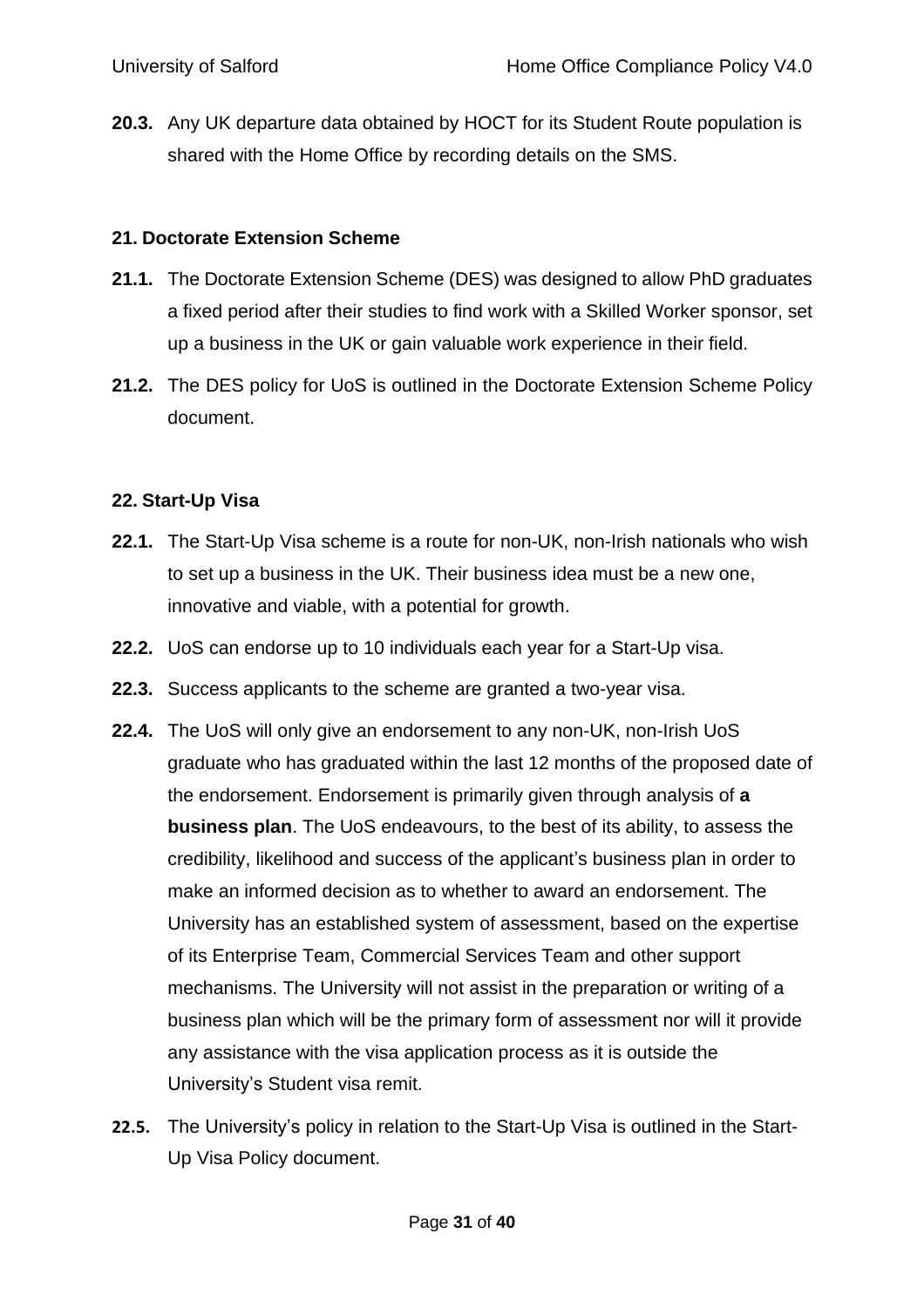**20.3.** Any UK departure data obtained by HOCT for its Student Route population is shared with the Home Office by recording details on the SMS.

## 21. Doctorate Extension Scheme

**21.1.** The Doctorate Extension Scheme (DES) was designed to allow PhD graduates a fixed period after their studies to find work with a Skilled Worker sponsor, set up a business in the UK or gain valuable work experience in their field.

**21.2.** The DES policy for UoS is outlined in the Doctorate Extension Scheme Policy document.

## 22. Start-Up Visa

**22.1.** The Start-Up Visa scheme is a route for non-UK, non-Irish nationals who wish to set up a business in the UK. Their business idea must be a new one, innovative and viable, with a potential for growth.

**22.2.** UoS can endorse up to 10 individuals each year for a Start-Up visa.

**22.3.** Success applicants to the scheme are granted a two-year visa.

**22.4.** The UoS will only give an endorsement to any non-UK, non-Irish UoS graduate who has graduated within the last 12 months of the proposed date of the endorsement. Endorsement is primarily given through analysis of **a business plan**. The UoS endeavours, to the best of its ability, to assess the credibility, likelihood and success of the applicant's business plan in order to make an informed decision as to whether to award an endorsement. The University has an established system of assessment, based on the expertise of its Enterprise Team, Commercial Services Team and other support mechanisms. The University will not assist in the preparation or writing of a business plan which will be the primary form of assessment nor will it provide any assistance with the visa application process as it is outside the University's Student visa remit.

**22.5.** The University's policy in relation to the Start-Up Visa is outlined in the Start-Up Visa Policy document.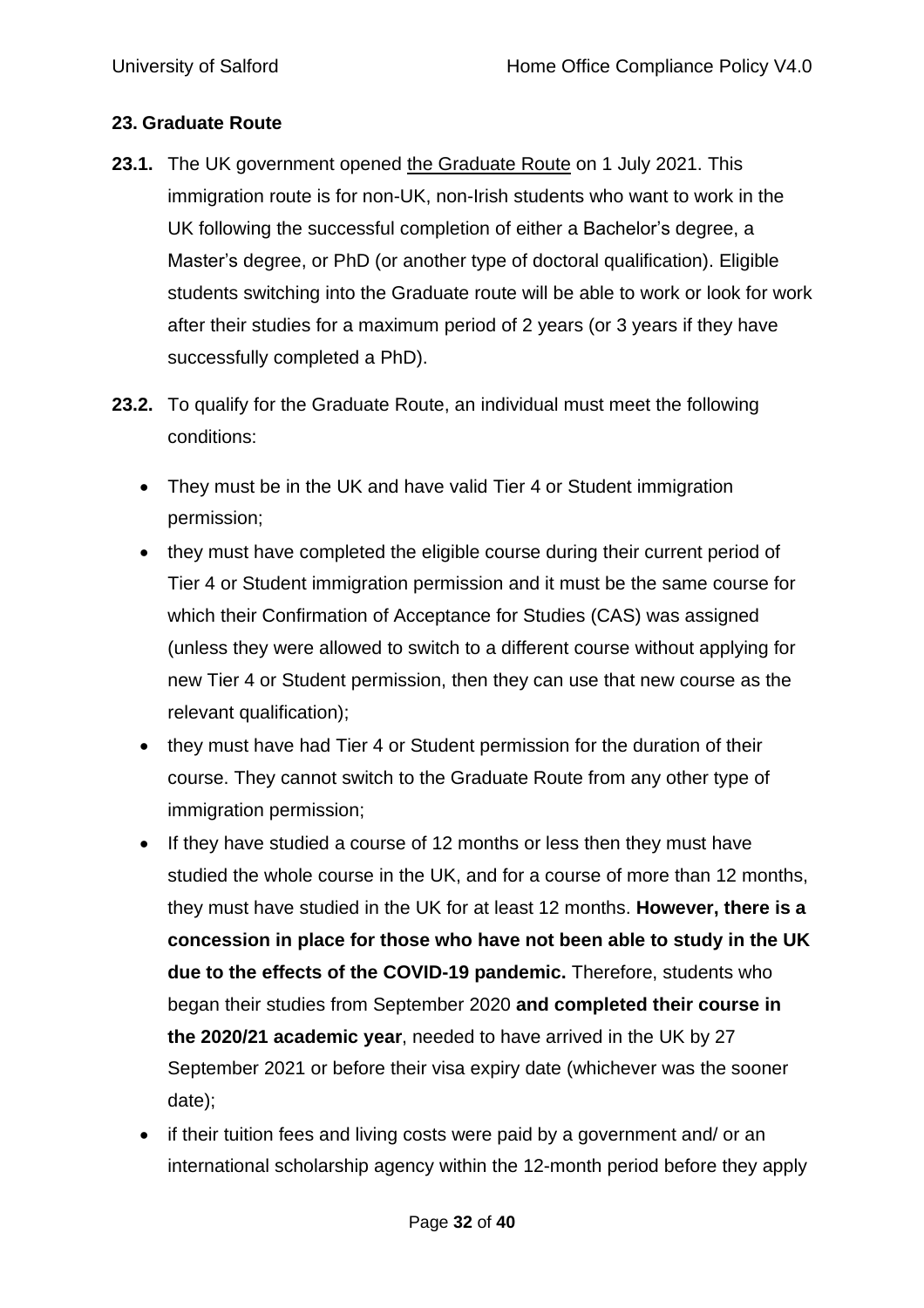## 23. Graduate Route

**23.1.** The UK government opened the Graduate Route on 1 July 2021. This immigration route is for non-UK, non-Irish students who want to work in the UK following the successful completion of either a Bachelor's degree, a Master's degree, or PhD (or another type of doctoral qualification). Eligible students switching into the Graduate route will be able to work or look for work after their studies for a maximum period of 2 years (or 3 years if they have successfully completed a PhD).

**23.2.** To qualify for the Graduate Route, an individual must meet the following conditions:

- They must be in the UK and have valid Tier 4 or Student immigration permission;
- they must have completed the eligible course during their current period of Tier 4 or Student immigration permission and it must be the same course for which their Confirmation of Acceptance for Studies (CAS) was assigned (unless they were allowed to switch to a different course without applying for new Tier 4 or Student permission, then they can use that new course as the relevant qualification);
- they must have had Tier 4 or Student permission for the duration of their course. They cannot switch to the Graduate Route from any other type of immigration permission;
- If they have studied a course of 12 months or less then they must have studied the whole course in the UK, and for a course of more than 12 months, they must have studied in the UK for at least 12 months. **However, there is a concession in place for those who have not been able to study in the UK due to the effects of the COVID-19 pandemic.** Therefore, students who began their studies from September 2020 **and completed their course in the 2020/21 academic year**, needed to have arrived in the UK by 27 September 2021 or before their visa expiry date (whichever was the sooner date);
- if their tuition fees and living costs were paid by a government and/ or an international scholarship agency within the 12-month period before they apply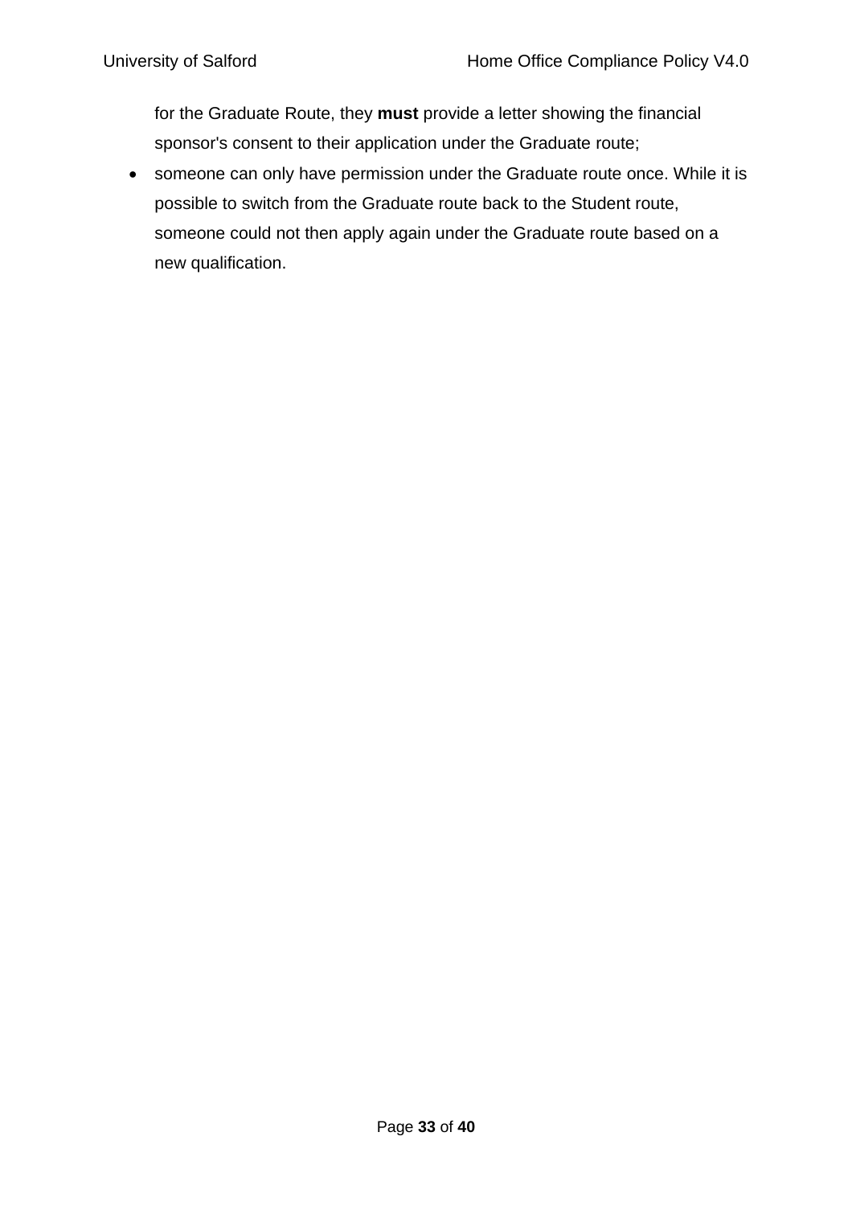for the Graduate Route, they **must** provide a letter showing the financial sponsor's consent to their application under the Graduate route;

- someone can only have permission under the Graduate route once. While it is possible to switch from the Graduate route back to the Student route, someone could not then apply again under the Graduate route based on a new qualification.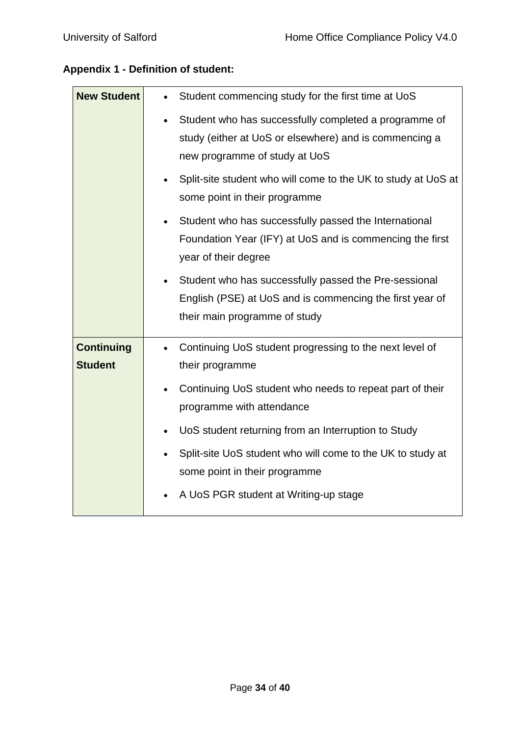**Appendix 1 - Definition of student:**

| | |
|---|---|
| **New Student** | • Student commencing study for the first time at UoS<br>• Student who has successfully completed a programme of study (either at UoS or elsewhere) and is commencing a new programme of study at UoS<br>• Split-site student who will come to the UK to study at UoS at some point in their programme<br>• Student who has successfully passed the International Foundation Year (IFY) at UoS and is commencing the first year of their degree<br>• Student who has successfully passed the Pre-sessional English (PSE) at UoS and is commencing the first year of their main programme of study |
| **Continuing Student** | • Continuing UoS student progressing to the next level of their programme<br>• Continuing UoS student who needs to repeat part of their programme with attendance<br>• UoS student returning from an Interruption to Study<br>• Split-site UoS student who will come to the UK to study at some point in their programme<br>• A UoS PGR student at Writing-up stage |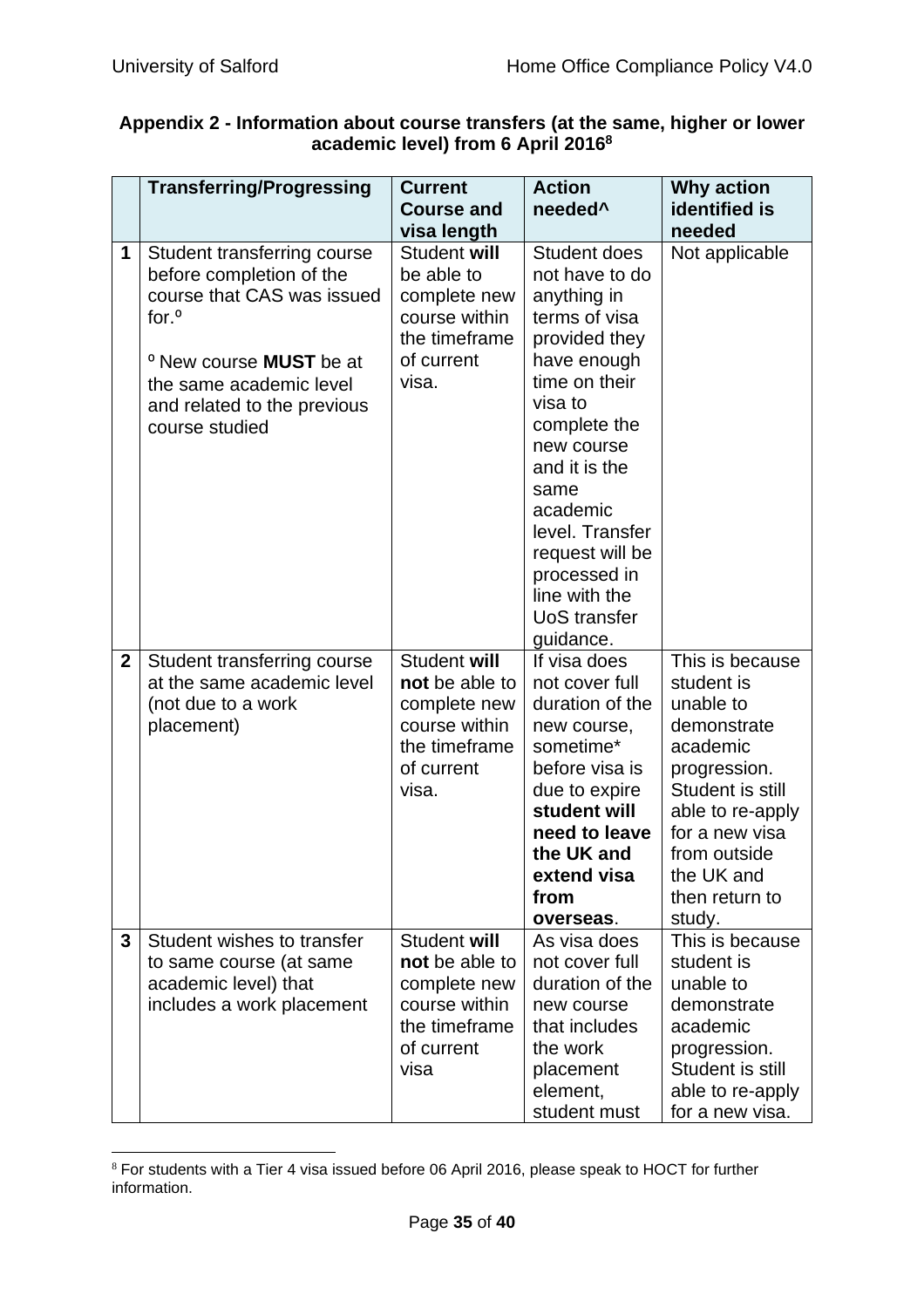### Appendix 2 - Information about course transfers (at the same, higher or lower academic level) from 6 April 2016[8]

| | Transferring/Progressing | Current Course and visa length | Action needed^ | Why action identified is needed |
|---|---|---|---|---|
| **1** | Student transferring course before completion of the course that CAS was issued for.º<br><br>º New course **MUST** be at the same academic level and related to the previous course studied | Student **will** be able to complete new course within the timeframe of current visa. | Student does not have to do anything in terms of visa provided they have enough time on their visa to complete the new course and it is the same academic level. Transfer request will be processed in line with the UoS transfer guidance. | Not applicable |
| **2** | Student transferring course at the same academic level (not due to a work placement) | Student **will not** be able to complete new course within the timeframe of current visa. | If visa does not cover full duration of the new course, sometime* before visa is due to expire **student will need to leave the UK and extend visa from overseas**. | This is because student is unable to demonstrate academic progression. Student is still able to re-apply for a new visa from outside the UK and then return to study. |
| **3** | Student wishes to transfer to same course (at same academic level) that includes a work placement | Student **will not** be able to complete new course within the timeframe of current visa | As visa does not cover full duration of the new course that includes the work placement element, student must | This is because student is unable to demonstrate academic progression. Student is still able to re-apply for a new visa. |

[8] For students with a Tier 4 visa issued before 06 April 2016, please speak to HOCT for further information.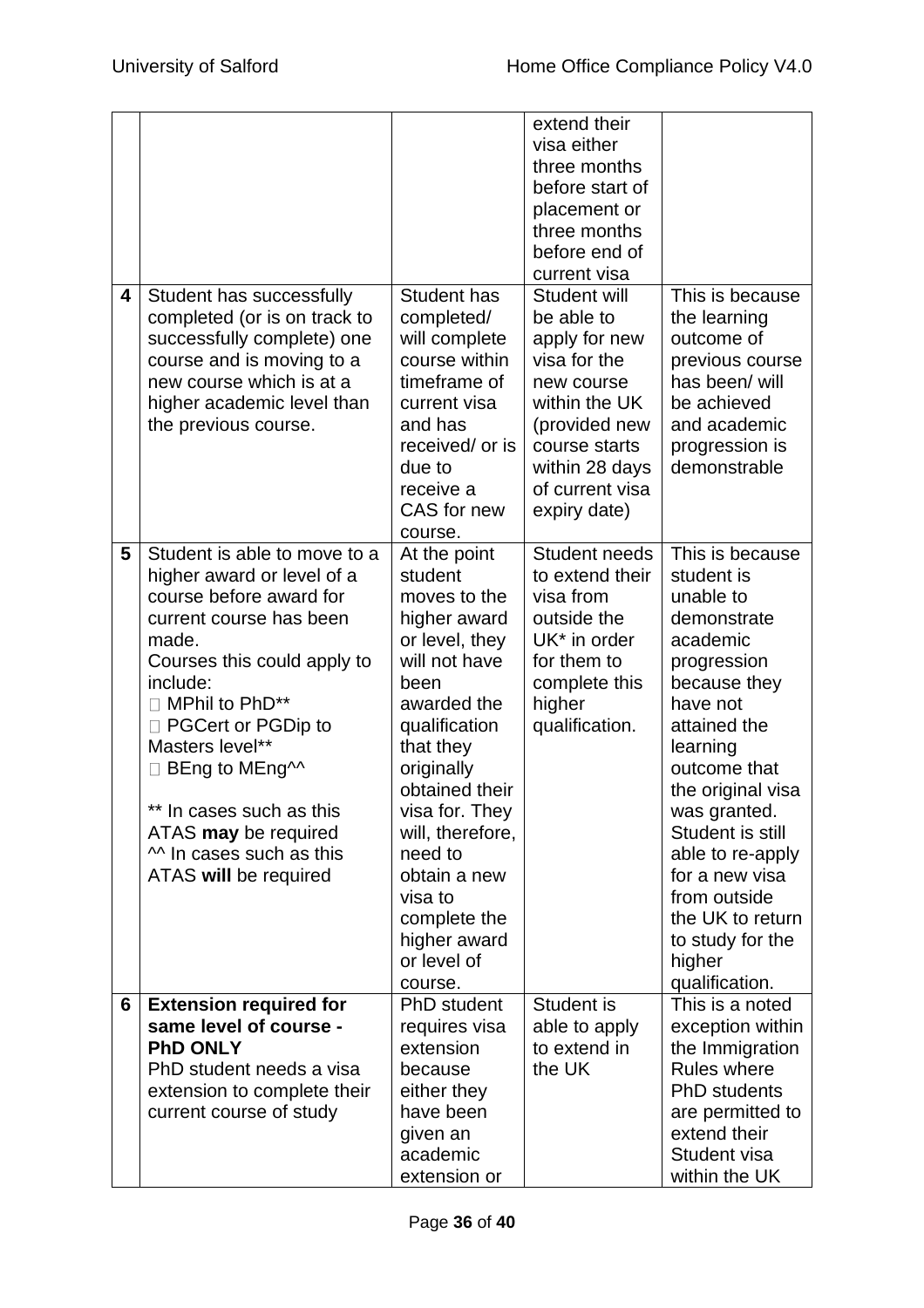| | | | | |
|---|---|---|---|---|
| | | | extend their visa either three months before start of placement or three months before end of current visa | |
| **4** | Student has successfully completed (or is on track to successfully complete) one course and is moving to a new course which is at a higher academic level than the previous course. | Student has completed/ will complete course within timeframe of current visa and has received/ or is due to receive a CAS for new course. | Student will be able to apply for new visa for the new course within the UK (provided new course starts within 28 days of current visa expiry date) | This is because the learning outcome of previous course has been/ will be achieved and academic progression is demonstrable |
| **5** | Student is able to move to a higher award or level of a course before award for current course has been made.<br>Courses this could apply to include:<br>• MPhil to PhD**<br>• PGCert or PGDip to Masters level**<br>• BEng to MEng^^<br><br>** In cases such as this ATAS **may** be required<br>^^ In cases such as this ATAS **will** be required | At the point student moves to the higher award or level, they will not have been awarded the qualification that they originally obtained their visa for. They will, therefore, need to obtain a new visa to complete the higher award or level of course. | Student needs to extend their visa from outside the UK* in order for them to complete this higher qualification. | This is because student is unable to demonstrate academic progression because they have not attained the learning outcome that the original visa was granted. Student is still able to re-apply for a new visa from outside the UK to return to study for the higher qualification. |
| **6** | **Extension required for same level of course - PhD ONLY**<br>PhD student needs a visa extension to complete their current course of study | PhD student requires visa extension because either they have been given an academic extension or | Student is able to apply to extend in the UK | This is a noted exception within the Immigration Rules where PhD students are permitted to extend their Student visa within the UK |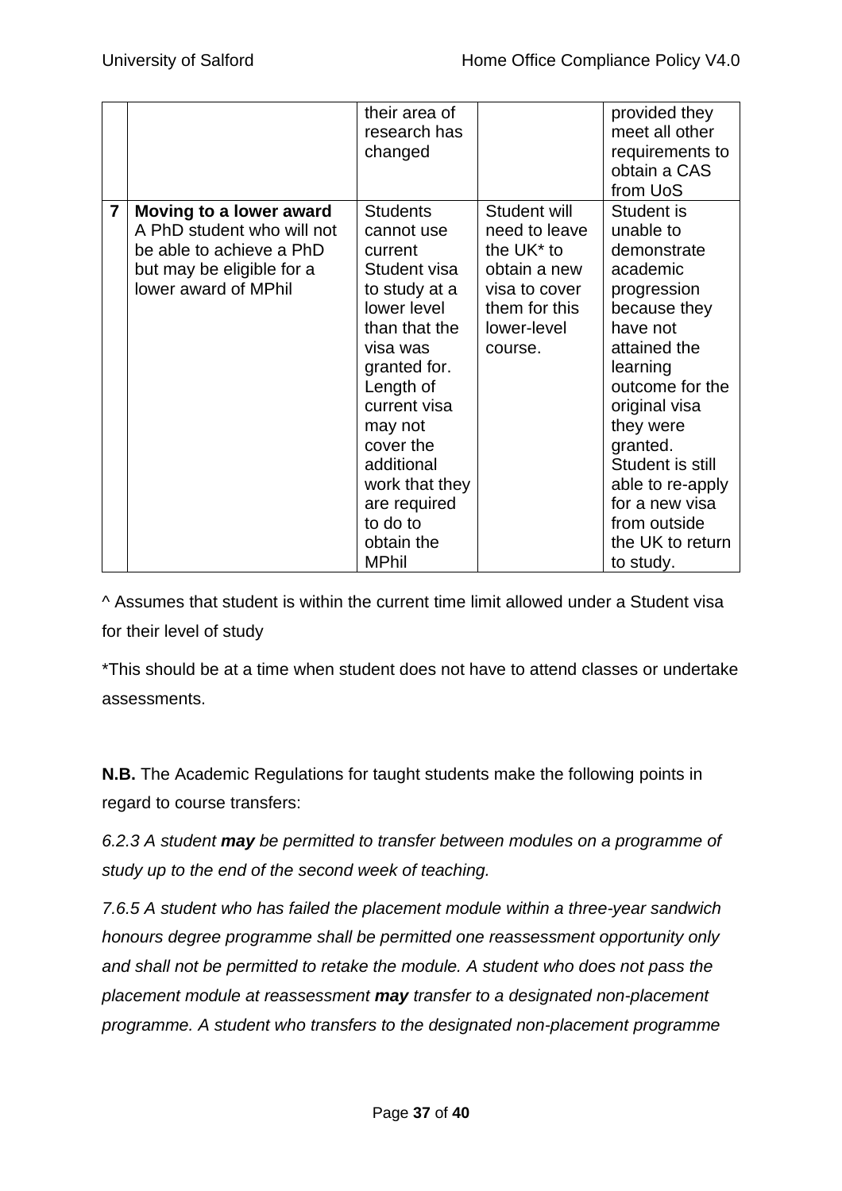| | | | | |
|---|---|---|---|---|
| | | their area of research has changed | | provided they meet all other requirements to obtain a CAS from UoS |
| **7** | **Moving to a lower award** A PhD student who will not be able to achieve a PhD but may be eligible for a lower award of MPhil | Students cannot use current Student visa to study at a lower level than that the visa was granted for. Length of current visa may not cover the additional work that they are required to do to obtain the MPhil | Student will need to leave the UK* to obtain a new visa to cover them for this lower-level course. | Student is unable to demonstrate academic progression because they have not attained the learning outcome for the original visa they were granted. Student is still able to re-apply for a new visa from outside the UK to return to study. |

^ Assumes that student is within the current time limit allowed under a Student visa for their level of study

*This should be at a time when student does not have to attend classes or undertake assessments.

**N.B.** The Academic Regulations for taught students make the following points in regard to course transfers:

*6.2.3 A student **may** be permitted to transfer between modules on a programme of study up to the end of the second week of teaching.*

*7.6.5 A student who has failed the placement module within a three-year sandwich honours degree programme shall be permitted one reassessment opportunity only and shall not be permitted to retake the module. A student who does not pass the placement module at reassessment **may** transfer to a designated non-placement programme. A student who transfers to the designated non-placement programme*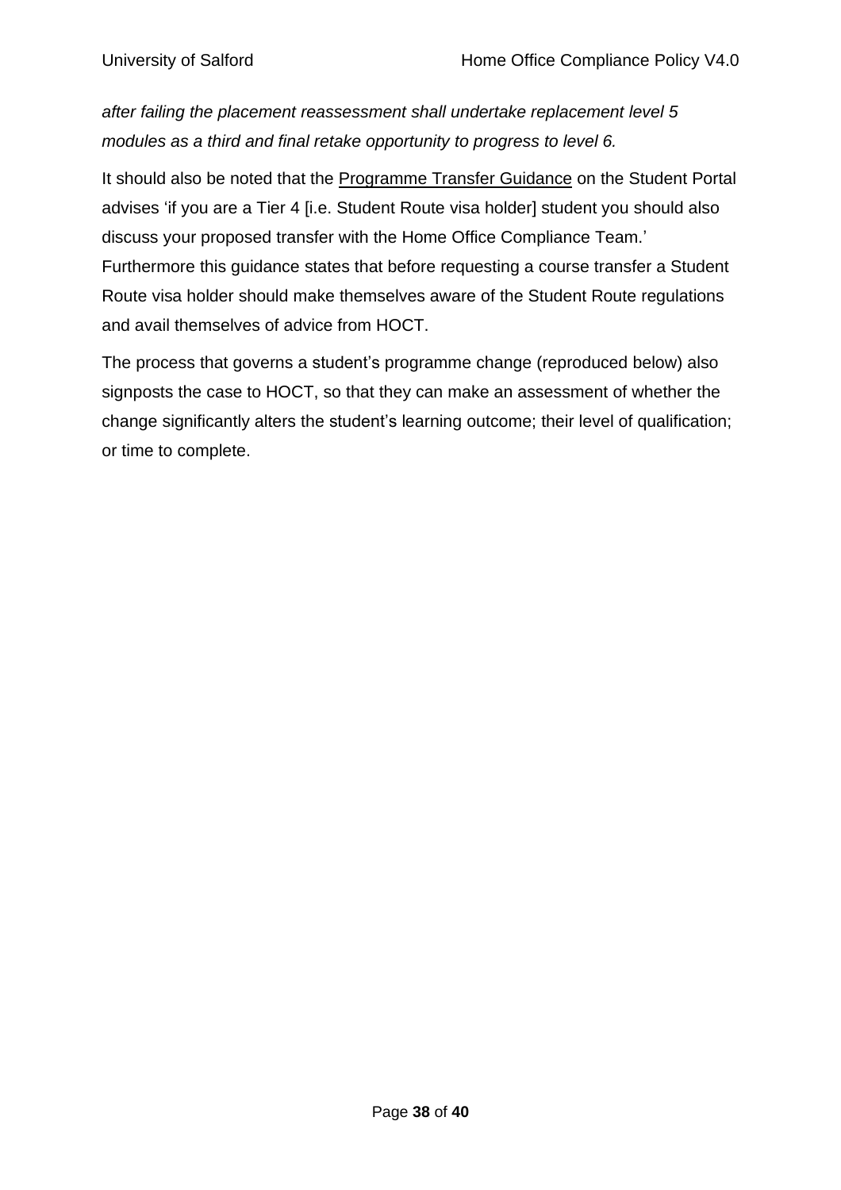*after failing the placement reassessment shall undertake replacement level 5 modules as a third and final retake opportunity to progress to level 6.*

It should also be noted that the Programme Transfer Guidance on the Student Portal advises 'if you are a Tier 4 [i.e. Student Route visa holder] student you should also discuss your proposed transfer with the Home Office Compliance Team.' Furthermore this guidance states that before requesting a course transfer a Student Route visa holder should make themselves aware of the Student Route regulations and avail themselves of advice from HOCT.

The process that governs a student's programme change (reproduced below) also signposts the case to HOCT, so that they can make an assessment of whether the change significantly alters the student's learning outcome; their level of qualification; or time to complete.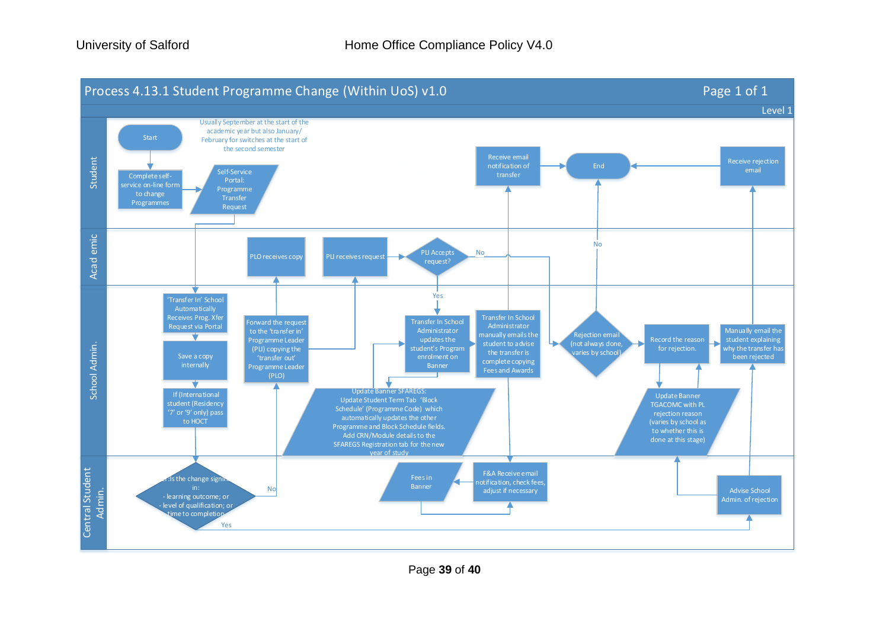# Process 4.13.1 Student Programme Change (Within UoS) v1.0

Page 1 of 1

Level 1

**Student**

- Start
- Usually September at the start of the academic year but also January/ February for switches at the start of the second semester
- Complete self-service on-line form to change Programmes
- Self-Service Portal: Programme Transfer Request
- Receive email notification of transfer
- End
- Receive rejection email

**Academic**

- PLO receives copy
- PLI receives request
- PLI Accepts request? (No / Yes)

**School Admin.**

- 'Transfer In' School Automatically Receives Prog. Xfer Request via Portal
- Save a copy internally
- If (International student (Residency '7' or '9' only) pass to HOCT
- Forward the request to the 'transfer in' Programme Leader (PLI) copying the 'transfer out' Programme Leader (PLO)
- Transfer In School Administrator updates the student's Program enrolment on Banner
- Transfer In School Administrator manually emails the student to advise the transfer is complete copying Fees and Awards
- Update Banner SFAREGS: Update Student Term Tab 'Block Schedule' (Programme Code) which automatically updates the other Programme and Block Schedule fields. Add CRN/Module details to the SFAREGS Registration tab for the new year of study
- Rejection email (not always done, varies by school)
- Record the reason for rejection.
- Manually email the student explaining why the transfer has been rejected
- Update Banner TGACOMC with PL rejection reason (varies by school as to whether this is done at this stage)

**Central Student Admin.**

- Is the change significant in: - learning outcome; or - level of qualification; or - time to completion (No / Yes)
- Fees in Banner
- F&A Receive email notification, check fees, adjust if necessary
- Advise School Admin. of rejection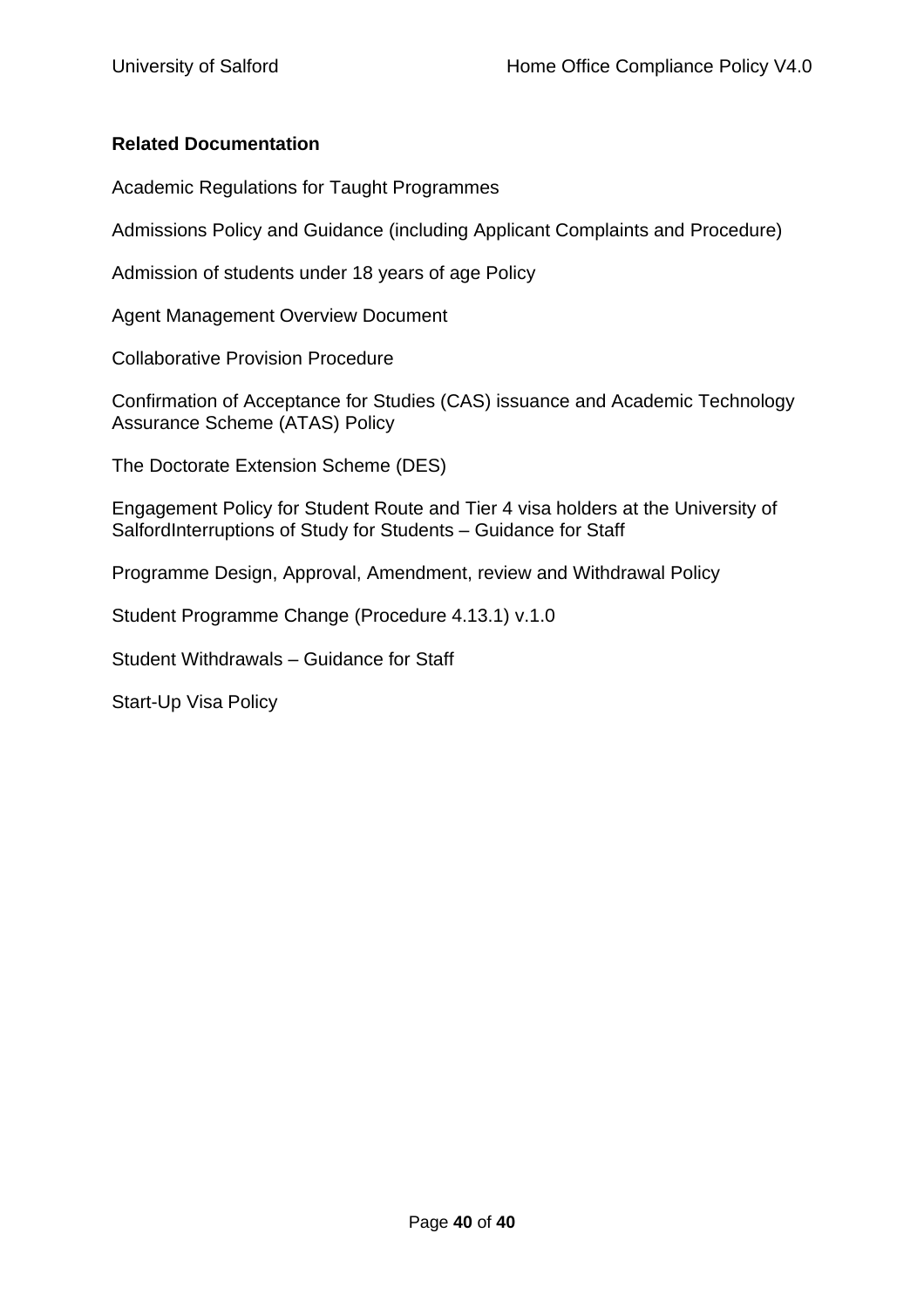**Related Documentation**

Academic Regulations for Taught Programmes

Admissions Policy and Guidance (including Applicant Complaints and Procedure)

Admission of students under 18 years of age Policy

Agent Management Overview Document

Collaborative Provision Procedure

Confirmation of Acceptance for Studies (CAS) issuance and Academic Technology Assurance Scheme (ATAS) Policy

The Doctorate Extension Scheme (DES)

Engagement Policy for Student Route and Tier 4 visa holders at the University of SalfordInterruptions of Study for Students – Guidance for Staff

Programme Design, Approval, Amendment, review and Withdrawal Policy

Student Programme Change (Procedure 4.13.1) v.1.0

Student Withdrawals – Guidance for Staff

Start-Up Visa Policy